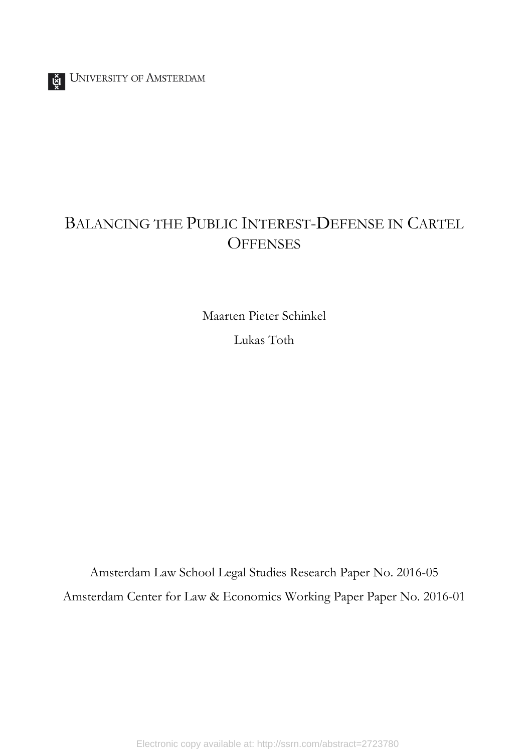UNIVERSITY OF AMSTERDAM

# BALANCING THE PUBLIC INTEREST-DEFENSE IN CARTEL OFFENSES

Maarten Pieter Schinkel

Lukas Toth

Amsterdam Law School Legal Studies Research Paper No. 2016-05

Amsterdam Center for Law & Economics Working Paper Paper No. 2016-01

Electronic copy available at: http://ssrn.com/abstract=2723780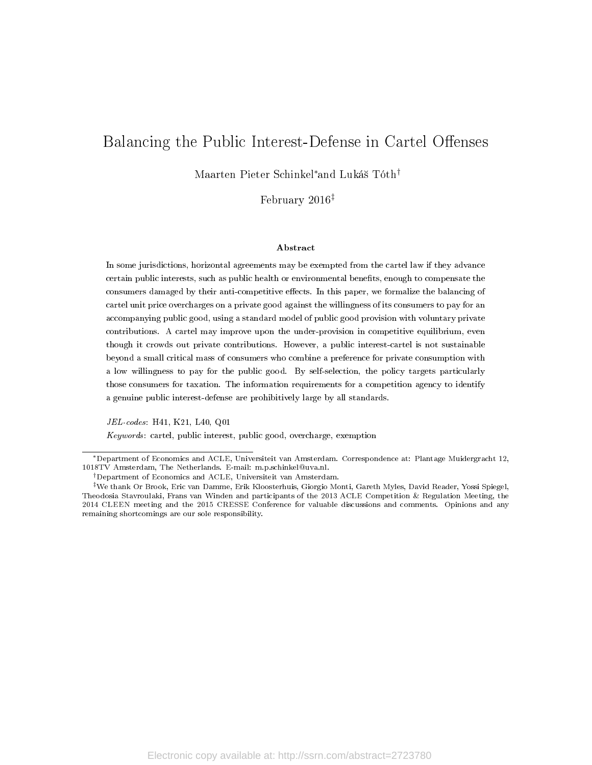# Balancing the Public Interest-Defense in Cartel Offenses

Maarten Pieter Schinkel[*] and Lukáš Tóth[†]

February 2016[‡]

### Abstract

In some jurisdictions, horizontal agreements may be exempted from the cartel law if they advance certain public interests, such as public health or environmental benefits, enough to compensate the consumers damaged by their anti-competitive effects. In this paper, we formalize the balancing of cartel unit price overcharges on a private good against the willingness of its consumers to pay for an accompanying public good, using a standard model of public good provision with voluntary private contributions. A cartel may improve upon the under-provision in competitive equilibrium, even though it crowds out private contributions. However, a public interest-cartel is not sustainable beyond a small critical mass of consumers who combine a preference for private consumption with a low willingness to pay for the public good. By self-selection, the policy targets particularly those consumers for taxation. The information requirements for a competition agency to identify a genuine public interest-defense are prohibitively large by all standards.

*JEL-codes*: H41, K21, L40, Q01

*Keywords*: cartel, public interest, public good, overcharge, exemption

[*] Department of Economics and ACLE, Universiteit van Amsterdam. Correspondence at: Plantage Muidergracht 12, 1018TV Amsterdam, The Netherlands. E-mail: m.p.schinkel@uva.nl.

[†] Department of Economics and ACLE, Universiteit van Amsterdam.

[‡] We thank Or Brook, Eric van Damme, Erik Kloosterhuis, Giorgio Monti, Gareth Myles, David Reader, Yossi Spiegel, Theodosia Stavroulaki, Frans van Winden and participants of the 2013 ACLE Competition & Regulation Meeting, the 2014 CLEEN meeting and the 2015 CRESSE Conference for valuable discussions and comments. Opinions and any remaining shortcomings are our sole responsibility.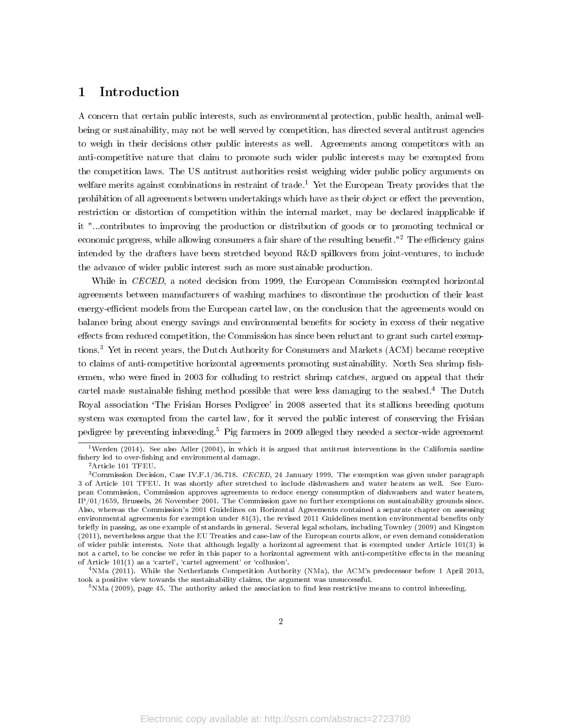# 1 Introduction

A concern that certain public interests, such as environmental protection, public health, animal well-being or sustainability, may not be well served by competition, has directed several antitrust agencies to weigh in their decisions other public interests as well. Agreements among competitors with an anti-competitive nature that claim to promote such wider public interests may be exempted from the competition laws. The US antitrust authorities resist weighing wider public policy arguments on welfare merits against combinations in restraint of trade.[1] Yet the European Treaty provides that the prohibition of all agreements between undertakings which have as their object or effect the prevention, restriction or distortion of competition within the internal market, may be declared inapplicable if it "...contributes to improving the production or distribution of goods or to promoting technical or economic progress, while allowing consumers a fair share of the resulting benefit."[2] The efficiency gains intended by the drafters have been stretched beyond R&D spillovers from joint-ventures, to include the advance of wider public interest such as more sustainable production.

While in *CECED*, a noted decision from 1999, the European Commission exempted horizontal agreements between manufacturers of washing machines to discontinue the production of their least energy-efficient models from the European cartel law, on the conclusion that the agreements would on balance bring about energy savings and environmental benefits for society in excess of their negative effects from reduced competition, the Commission has since been reluctant to grant such cartel exemptions.[3] Yet in recent years, the Dutch Authority for Consumers and Markets (ACM) became receptive to claims of anti-competitive horizontal agreements promoting sustainability. North Sea shrimp fishermen, who were fined in 2003 for colluding to restrict shrimp catches, argued on appeal that their cartel made sustainable fishing method possible that were less damaging to the seabed.[4] The Dutch Royal association 'The Frisian Horses Pedigree' in 2008 asserted that its stallions breeding quotum system was exempted from the cartel law, for it served the public interest of conserving the Frisian pedigree by preventing inbreeding.[5] Pig farmers in 2009 alleged they needed a sector-wide agreement

---

[1] Werden (2014). See also Adler (2004), in which it is argued that antitrust interventions in the California sardine fishery led to over-fishing and environmental damage.

[2] Article 101 TFEU.

[3] Commission Decision, Case IV.F.1/36.718. *CECED*, 24 January 1999. The exemption was given under paragraph 3 of Article 101 TFEU. It was shortly after stretched to include dishwashers and water heaters as well. See European Commission, Commission approves agreements to reduce energy consumption of dishwashers and water heaters, IP/01/1659, Brussels, 26 November 2001. The Commission gave no further exemptions on sustainability grounds since. Also, whereas the Commission's 2001 Guidelines on Horizontal Agreements contained a separate chapter on assessing environmental agreements for exemption under 81(3), the revised 2011 Guidelines mention environmental benefits only briefly in passing, as one example of standards in general. Several legal scholars, including Townley (2009) and Kingston (2011), nevertheless argue that the EU Treaties and case-law of the European courts allow, or even demand consideration of wider public interests. Note that although legally a horizontal agreement that is exempted under Article 101(3) is not a cartel, to be concise we refer in this paper to a horizontal agreement with anti-competitive effects in the meaning of Article 101(1) as a 'cartel', 'cartel agreement' or 'collusion'.

[4] NMa (2011). While the Netherlands Competition Authority (NMa), the ACM's predecessor before 1 April 2013, took a positive view towards the sustainability claims, the argument was unsuccessful.

[5] NMa (2009), page 45. The authority asked the association to find less restrictive means to control inbreeding.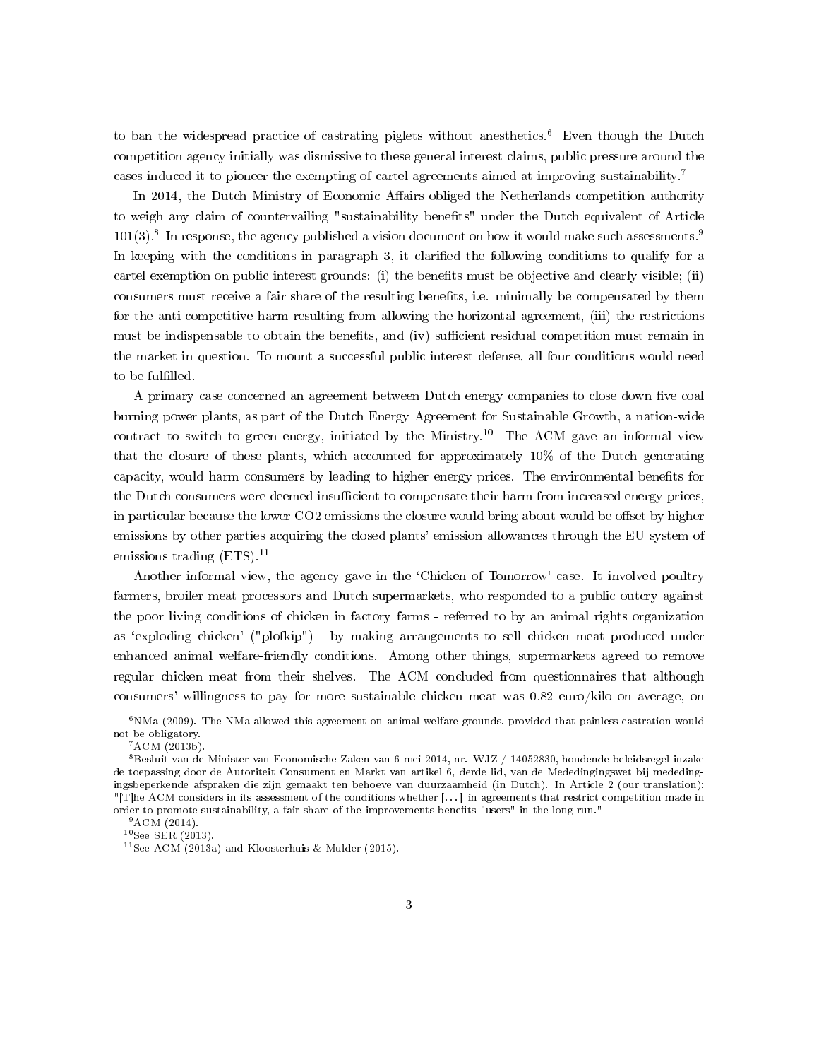to ban the widespread practice of castrating piglets without anesthetics.[6] Even though the Dutch competition agency initially was dismissive to these general interest claims, public pressure around the cases induced it to pioneer the exempting of cartel agreements aimed at improving sustainability.[7]

In 2014, the Dutch Ministry of Economic Affairs obliged the Netherlands competition authority to weigh any claim of countervailing "sustainability benefits" under the Dutch equivalent of Article 101(3).[8] In response, the agency published a vision document on how it would make such assessments.[9] In keeping with the conditions in paragraph 3, it clarified the following conditions to qualify for a cartel exemption on public interest grounds: (i) the benefits must be objective and clearly visible; (ii) consumers must receive a fair share of the resulting benefits, i.e. minimally be compensated by them for the anti-competitive harm resulting from allowing the horizontal agreement, (iii) the restrictions must be indispensable to obtain the benefits, and (iv) sufficient residual competition must remain in the market in question. To mount a successful public interest defense, all four conditions would need to be fulfilled.

A primary case concerned an agreement between Dutch energy companies to close down five coal burning power plants, as part of the Dutch Energy Agreement for Sustainable Growth, a nation-wide contract to switch to green energy, initiated by the Ministry.[10] The ACM gave an informal view that the closure of these plants, which accounted for approximately 10% of the Dutch generating capacity, would harm consumers by leading to higher energy prices. The environmental benefits for the Dutch consumers were deemed insufficient to compensate their harm from increased energy prices, in particular because the lower $CO_2$ emissions the closure would bring about would be offset by higher emissions by other parties acquiring the closed plants' emission allowances through the EU system of emissions trading (ETS).[11]

Another informal view, the agency gave in the 'Chicken of Tomorrow' case. It involved poultry farmers, broiler meat processors and Dutch supermarkets, who responded to a public outcry against the poor living conditions of chicken in factory farms - referred to by an animal rights organization as 'exploding chicken' ("plofkip") - by making arrangements to sell chicken meat produced under enhanced animal welfare-friendly conditions. Among other things, supermarkets agreed to remove regular chicken meat from their shelves. The ACM concluded from questionnaires that although consumers' willingness to pay for more sustainable chicken meat was 0.82 euro/kilo on average, on

---

[6] NMa (2009). The NMa allowed this agreement on animal welfare grounds, provided that painless castration would not be obligatory.

[7] ACM (2013b).

[8] Besluit van de Minister van Economische Zaken van 6 mei 2014, nr. WJZ / 14052830, houdende beleidsregel inzake de toepassing door de Autoriteit Consument en Markt van artikel 6, derde lid, van de Mededingingswet bij mededingingsbeperkende afspraken die zijn gemaakt ten behoeve van duurzaamheid (in Dutch). In Article 2 (our translation): "[T]he ACM considers in its assessment of the conditions whether [...] in agreements that restrict competition made in order to promote sustainability, a fair share of the improvements benefits "users" in the long run."

[9] ACM (2014).

[10] See SER (2013).

[11] See ACM (2013a) and Kloosterhuis & Mulder (2015).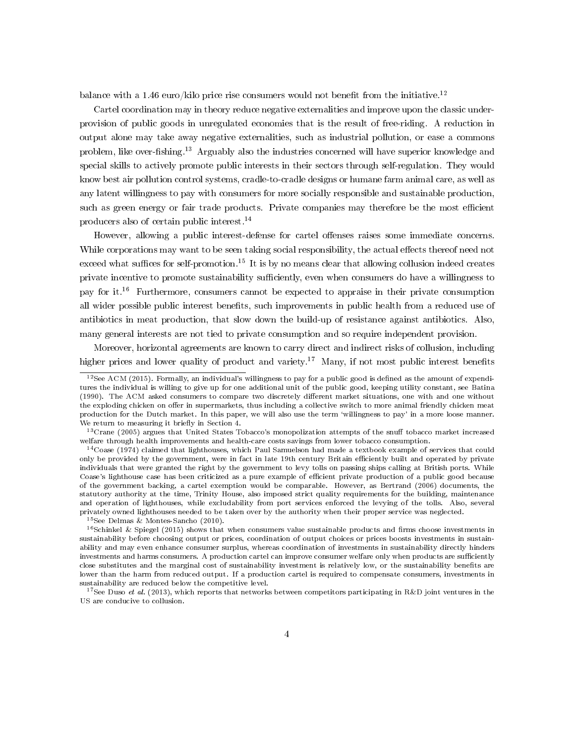balance with a 1.46 euro/kilo price rise consumers would not benefit from the initiative.[12]

Cartel coordination may in theory reduce negative externalities and improve upon the classic under-provision of public goods in unregulated economies that is the result of free-riding. A reduction in output alone may take away negative externalities, such as industrial pollution, or ease a commons problem, like over-fishing.[13] Arguably also the industries concerned will have superior knowledge and special skills to actively promote public interests in their sectors through self-regulation. They would know best air pollution control systems, cradle-to-cradle designs or humane farm animal care, as well as any latent willingness to pay with consumers for more socially responsible and sustainable production, such as green energy or fair trade products. Private companies may therefore be the most efficient producers also of certain public interest.[14]

However, allowing a public interest-defense for cartel offenses raises some immediate concerns. While corporations may want to be seen taking social responsibility, the actual effects thereof need not exceed what suffices for self-promotion.[15] It is by no means clear that allowing collusion indeed creates private incentive to promote sustainability sufficiently, even when consumers do have a willingness to pay for it.[16] Furthermore, consumers cannot be expected to appraise in their private consumption all wider possible public interest benefits, such improvements in public health from a reduced use of antibiotics in meat production, that slow down the build-up of resistance against antibiotics. Also, many general interests are not tied to private consumption and so require independent provision.

Moreover, horizontal agreements are known to carry direct and indirect risks of collusion, including higher prices and lower quality of product and variety.[17] Many, if not most public interest benefits

---

[12] See ACM (2015). Formally, an individual's willingness to pay for a public good is defined as the amount of expenditures the individual is willing to give up for one additional unit of the public good, keeping utility constant, see Batina (1990). The ACM asked consumers to compare two discretely different market situations, one with and one without the exploding chicken on offer in supermarkets, thus including a collective switch to more animal friendly chicken meat production for the Dutch market. In this paper, we will also use the term 'willingness to pay' in a more loose manner. We return to measuring it briefly in Section 4.

[13] Crane (2005) argues that United States Tobacco's monopolization attempts of the snuff tobacco market increased welfare through health improvements and health-care costs savings from lower tobacco consumption.

[14] Coase (1974) claimed that lighthouses, which Paul Samuelson had made a textbook example of services that could only be provided by the government, were in fact in late 19th century Britain efficiently built and operated by private individuals that were granted the right by the government to levy tolls on passing ships calling at British ports. While Coase's lighthouse case has been criticized as a pure example of efficient private production of a public good because of the government backing, a cartel exemption would be comparable. However, as Bertrand (2006) documents, the statutory authority at the time, Trinity House, also imposed strict quality requirements for the building, maintenance and operation of lighthouses, while excludability from port services enforced the levying of the tolls. Also, several privately owned lighthouses needed to be taken over by the authority when their proper service was neglected.

[15] See Delmas & Montes-Sancho (2010).

[16] Schinkel & Spiegel (2015) shows that when consumers value sustainable products and firms choose investments in sustainability before choosing output or prices, coordination of output choices or prices boosts investments in sustainability and may even enhance consumer surplus, whereas coordination of investments in sustainability directly hinders investments and harms consumers. A production cartel can improve consumer welfare only when products are sufficiently close substitutes and the marginal cost of sustainability investment is relatively low, or the sustainability benefits are lower than the harm from reduced output. If a production cartel is required to compensate consumers, investments in sustainability are reduced below the competitive level.

[17] See Duso *et al.* (2013), which reports that networks between competitors participating in R&D joint ventures in the US are conducive to collusion.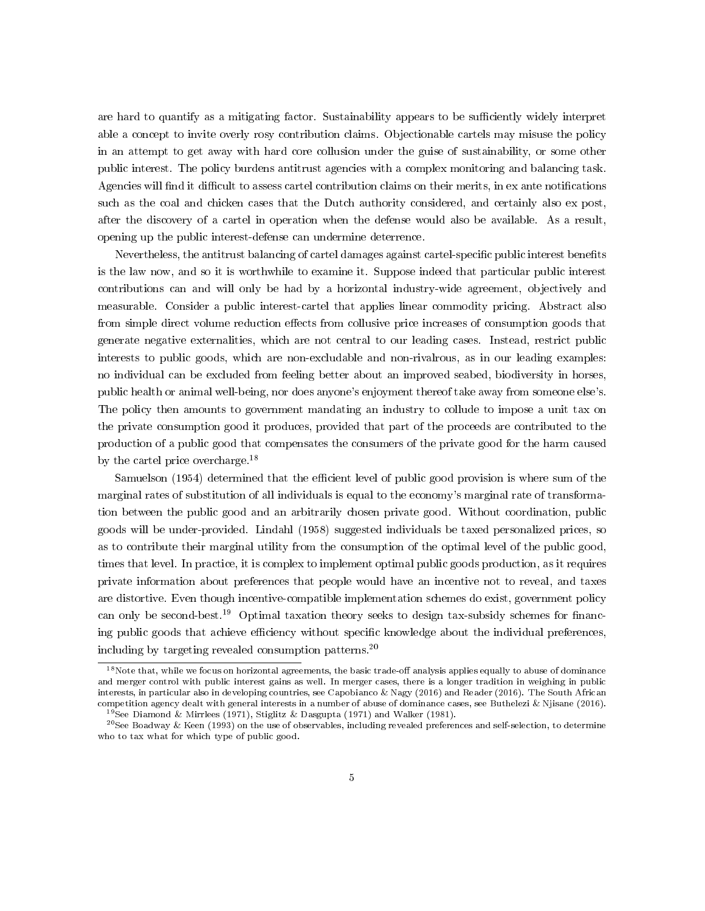are hard to quantify as a mitigating factor. Sustainability appears to be sufficiently widely interpret able a concept to invite overly rosy contribution claims. Objectionable cartels may misuse the policy in an attempt to get away with hard core collusion under the guise of sustainability, or some other public interest. The policy burdens antitrust agencies with a complex monitoring and balancing task. Agencies will find it difficult to assess cartel contribution claims on their merits, in ex ante notifications such as the coal and chicken cases that the Dutch authority considered, and certainly also ex post, after the discovery of a cartel in operation when the defense would also be available. As a result, opening up the public interest-defense can undermine deterrence.

Nevertheless, the antitrust balancing of cartel damages against cartel-specific public interest benefits is the law now, and so it is worthwhile to examine it. Suppose indeed that particular public interest contributions can and will only be had by a horizontal industry-wide agreement, objectively and measurable. Consider a public interest-cartel that applies linear commodity pricing. Abstract also from simple direct volume reduction effects from collusive price increases of consumption goods that generate negative externalities, which are not central to our leading cases. Instead, restrict public interests to public goods, which are non-excludable and non-rivalrous, as in our leading examples: no individual can be excluded from feeling better about an improved seabed, biodiversity in horses, public health or animal well-being, nor does anyone's enjoyment thereof take away from someone else's. The policy then amounts to government mandating an industry to collude to impose a unit tax on the private consumption good it produces, provided that part of the proceeds are contributed to the production of a public good that compensates the consumers of the private good for the harm caused by the cartel price overcharge.[18]

Samuelson (1954) determined that the efficient level of public good provision is where sum of the marginal rates of substitution of all individuals is equal to the economy's marginal rate of transformation between the public good and an arbitrarily chosen private good. Without coordination, public goods will be under-provided. Lindahl (1958) suggested individuals be taxed personalized prices, so as to contribute their marginal utility from the consumption of the optimal level of the public good, times that level. In practice, it is complex to implement optimal public goods production, as it requires private information about preferences that people would have an incentive not to reveal, and taxes are distortive. Even though incentive-compatible implementation schemes do exist, government policy can only be second-best.[19] Optimal taxation theory seeks to design tax-subsidy schemes for financing public goods that achieve efficiency without specific knowledge about the individual preferences, including by targeting revealed consumption patterns.[20]

---

[18] Note that, while we focus on horizontal agreements, the basic trade-off analysis applies equally to abuse of dominance and merger control with public interest gains as well. In merger cases, there is a longer tradition in weighing in public interests, in particular also in developing countries, see Capobianco & Nagy (2016) and Reader (2016). The South African competition agency dealt with general interests in a number of abuse of dominance cases, see Buthelezi & Njisane (2016).

[19] See Diamond & Mirrlees (1971), Stiglitz & Dasgupta (1971) and Walker (1981).

[20] See Boadway & Keen (1993) on the use of observables, including revealed preferences and self-selection, to determine who to tax what for which type of public good.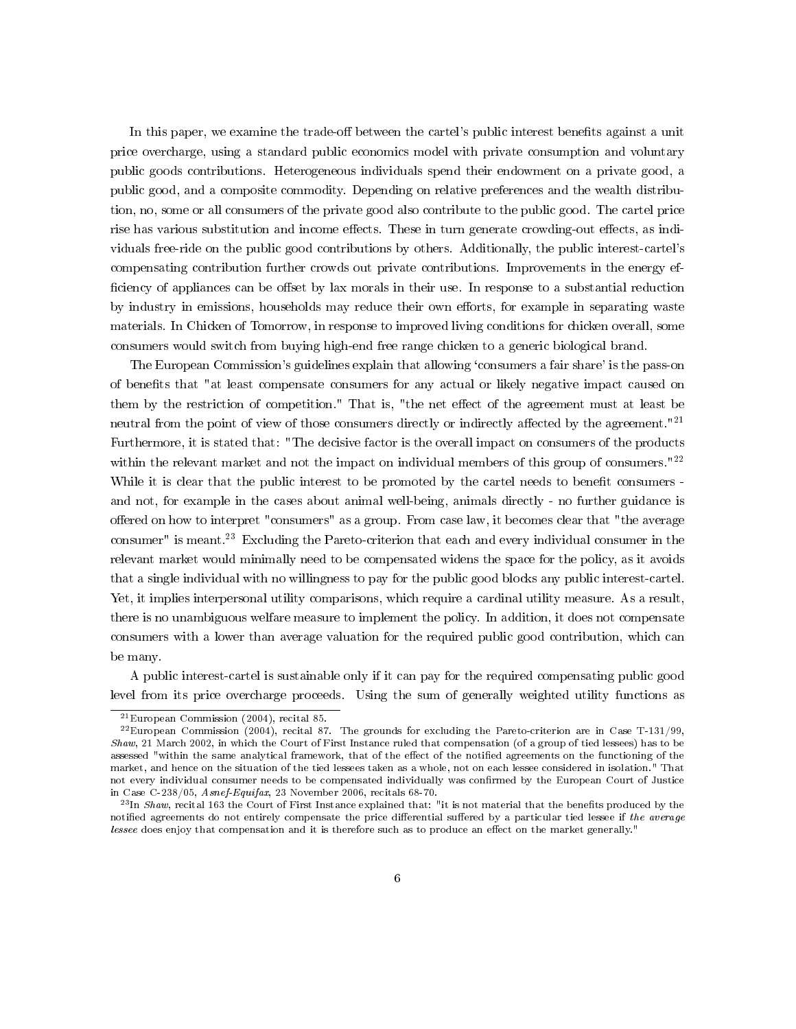In this paper, we examine the trade-off between the cartel's public interest benefits against a unit price overcharge, using a standard public economics model with private consumption and voluntary public goods contributions. Heterogeneous individuals spend their endowment on a private good, a public good, and a composite commodity. Depending on relative preferences and the wealth distribution, no, some or all consumers of the private good also contribute to the public good. The cartel price rise has various substitution and income effects. These in turn generate crowding-out effects, as individuals free-ride on the public good contributions by others. Additionally, the public interest-cartel's compensating contribution further crowds out private contributions. Improvements in the energy efficiency of appliances can be offset by lax morals in their use. In response to a substantial reduction by industry in emissions, households may reduce their own efforts, for example in separating waste materials. In Chicken of Tomorrow, in response to improved living conditions for chicken overall, some consumers would switch from buying high-end free range chicken to a generic biological brand.

The European Commission's guidelines explain that allowing 'consumers a fair share' is the pass-on of benefits that "at least compensate consumers for any actual or likely negative impact caused on them by the restriction of competition." That is, "the net effect of the agreement must at least be neutral from the point of view of those consumers directly or indirectly affected by the agreement."[21] Furthermore, it is stated that: "The decisive factor is the overall impact on consumers of the products within the relevant market and not the impact on individual members of this group of consumers."[22] While it is clear that the public interest to be promoted by the cartel needs to benefit consumers - and not, for example in the cases about animal well-being, animals directly - no further guidance is offered on how to interpret "consumers" as a group. From case law, it becomes clear that "the average consumer" is meant.[23] Excluding the Pareto-criterion that each and every individual consumer in the relevant market would minimally need to be compensated widens the space for the policy, as it avoids that a single individual with no willingness to pay for the public good blocks any public interest-cartel. Yet, it implies interpersonal utility comparisons, which require a cardinal utility measure. As a result, there is no unambiguous welfare measure to implement the policy. In addition, it does not compensate consumers with a lower than average valuation for the required public good contribution, which can be many.

A public interest-cartel is sustainable only if it can pay for the required compensating public good level from its price overcharge proceeds. Using the sum of generally weighted utility functions as

[21] European Commission (2004), recital 85.

[22] European Commission (2004), recital 87. The grounds for excluding the Pareto-criterion are in Case T-131/99, *Shaw*, 21 March 2002, in which the Court of First Instance ruled that compensation (of a group of tied lessees) has to be assessed "within the same analytical framework, that of the effect of the notified agreements on the functioning of the market, and hence on the situation of the tied lessees taken as a whole, not on each lessee considered in isolation." That not every individual consumer needs to be compensated individually was confirmed by the European Court of Justice in Case C-238/05, *Asnef-Equifax*, 23 November 2006, recitals 68-70.

[23] In *Shaw*, recital 163 the Court of First Instance explained that: "it is not material that the benefits produced by the notified agreements do not entirely compensate the price differential suffered by a particular tied lessee if *the average lessee* does enjoy that compensation and it is therefore such as to produce an effect on the market generally."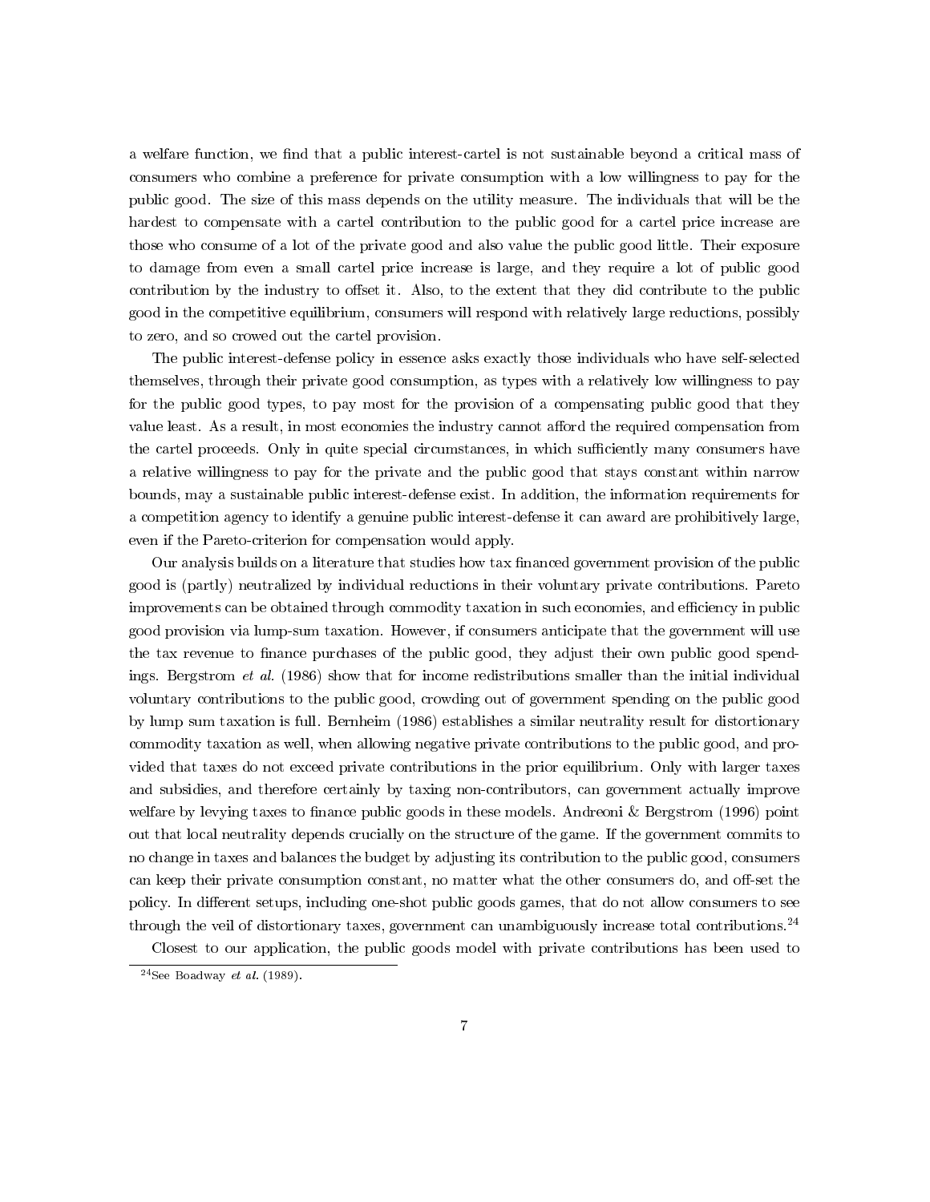a welfare function, we find that a public interest-cartel is not sustainable beyond a critical mass of consumers who combine a preference for private consumption with a low willingness to pay for the public good. The size of this mass depends on the utility measure. The individuals that will be the hardest to compensate with a cartel contribution to the public good for a cartel price increase are those who consume of a lot of the private good and also value the public good little. Their exposure to damage from even a small cartel price increase is large, and they require a lot of public good contribution by the industry to offset it. Also, to the extent that they did contribute to the public good in the competitive equilibrium, consumers will respond with relatively large reductions, possibly to zero, and so crowed out the cartel provision.

The public interest-defense policy in essence asks exactly those individuals who have self-selected themselves, through their private good consumption, as types with a relatively low willingness to pay for the public good types, to pay most for the provision of a compensating public good that they value least. As a result, in most economies the industry cannot afford the required compensation from the cartel proceeds. Only in quite special circumstances, in which sufficiently many consumers have a relative willingness to pay for the private and the public good that stays constant within narrow bounds, may a sustainable public interest-defense exist. In addition, the information requirements for a competition agency to identify a genuine public interest-defense it can award are prohibitively large, even if the Pareto-criterion for compensation would apply.

Our analysis builds on a literature that studies how tax financed government provision of the public good is (partly) neutralized by individual reductions in their voluntary private contributions. Pareto improvements can be obtained through commodity taxation in such economies, and efficiency in public good provision via lump-sum taxation. However, if consumers anticipate that the government will use the tax revenue to finance purchases of the public good, they adjust their own public good spendings. Bergstrom *et al.* (1986) show that for income redistributions smaller than the initial individual voluntary contributions to the public good, crowding out of government spending on the public good by lump sum taxation is full. Bernheim (1986) establishes a similar neutrality result for distortionary commodity taxation as well, when allowing negative private contributions to the public good, and provided that taxes do not exceed private contributions in the prior equilibrium. Only with larger taxes and subsidies, and therefore certainly by taxing non-contributors, can government actually improve welfare by levying taxes to finance public goods in these models. Andreoni & Bergstrom (1996) point out that local neutrality depends crucially on the structure of the game. If the government commits to no change in taxes and balances the budget by adjusting its contribution to the public good, consumers can keep their private consumption constant, no matter what the other consumers do, and off-set the policy. In different setups, including one-shot public goods games, that do not allow consumers to see through the veil of distortionary taxes, government can unambiguously increase total contributions.[24]

Closest to our application, the public goods model with private contributions has been used to

[24] See Boadway *et al.* (1989).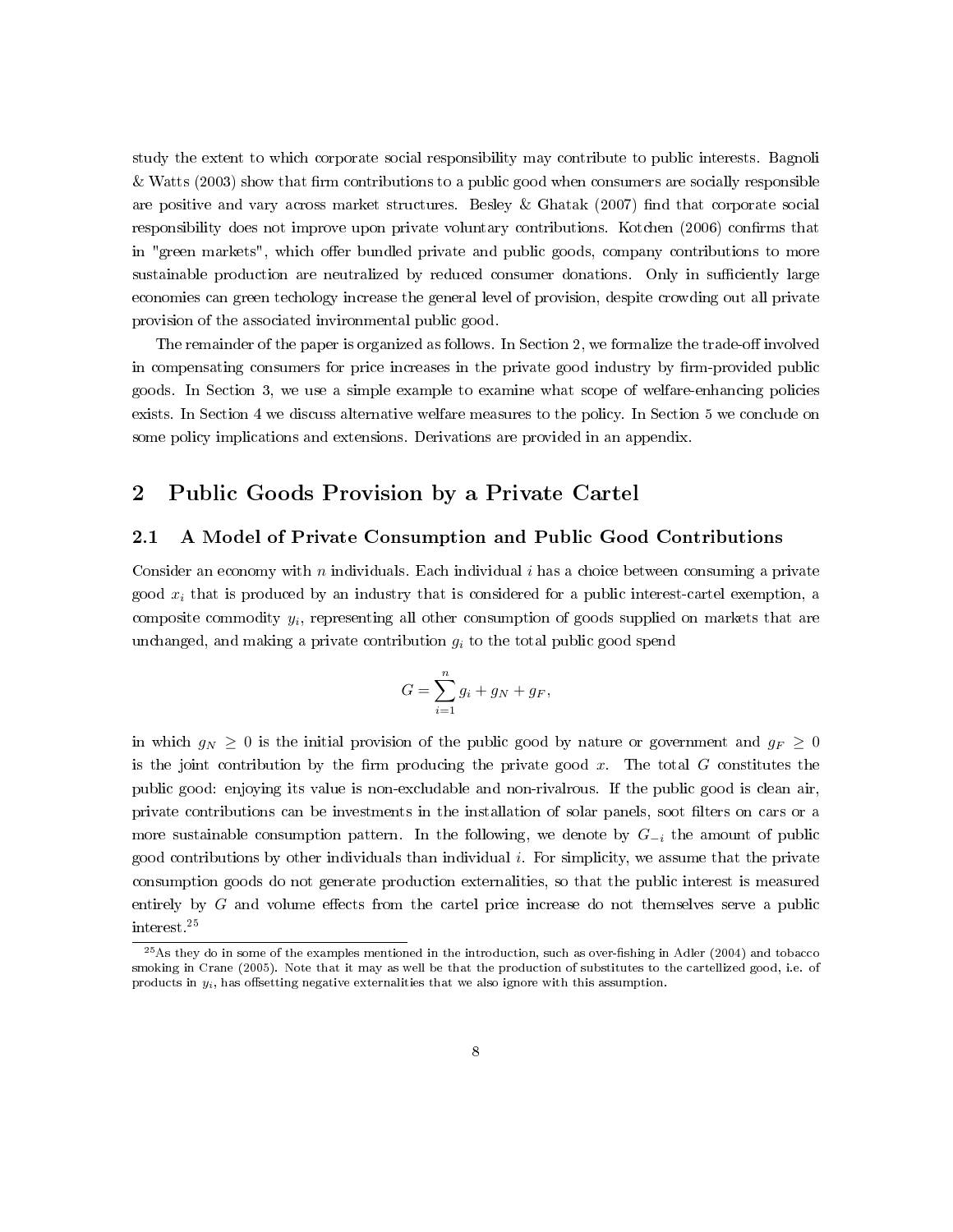study the extent to which corporate social responsibility may contribute to public interests. Bagnoli & Watts (2003) show that firm contributions to a public good when consumers are socially responsible are positive and vary across market structures. Besley & Ghatak (2007) find that corporate social responsibility does not improve upon private voluntary contributions. Kotchen (2006) confirms that in "green markets", which offer bundled private and public goods, company contributions to more sustainable production are neutralized by reduced consumer donations. Only in sufficiently large economies can green techology increase the general level of provision, despite crowding out all private provision of the associated invironmental public good.

The remainder of the paper is organized as follows. In Section 2, we formalize the trade-off involved in compensating consumers for price increases in the private good industry by firm-provided public goods. In Section 3, we use a simple example to examine what scope of welfare-enhancing policies exists. In Section 4 we discuss alternative welfare measures to the policy. In Section 5 we conclude on some policy implications and extensions. Derivations are provided in an appendix.

# 2 Public Goods Provision by a Private Cartel

## 2.1 A Model of Private Consumption and Public Good Contributions

Consider an economy with $n$ individuals. Each individual $i$ has a choice between consuming a private good $x_i$ that is produced by an industry that is considered for a public interest-cartel exemption, a composite commodity $y_i$, representing all other consumption of goods supplied on markets that are unchanged, and making a private contribution $g_i$ to the total public good spend

$$G = \sum_{i=1}^{n} g_i + g_N + g_F,$$

in which $g_N \geq 0$ is the initial provision of the public good by nature or government and $g_F \geq 0$ is the joint contribution by the firm producing the private good $x$. The total $G$ constitutes the public good: enjoying its value is non-excludable and non-rivalrous. If the public good is clean air, private contributions can be investments in the installation of solar panels, soot filters on cars or a more sustainable consumption pattern. In the following, we denote by $G_{-i}$ the amount of public good contributions by other individuals than individual $i$. For simplicity, we assume that the private consumption goods do not generate production externalities, so that the public interest is measured entirely by $G$ and volume effects from the cartel price increase do not themselves serve a public interest.[25]

[25] As they do in some of the examples mentioned in the introduction, such as over-fishing in Adler (2004) and tobacco smoking in Crane (2005). Note that it may as well be that the production of substitutes to the cartellized good, i.e. of products in $y_i$, has offsetting negative externalities that we also ignore with this assumption.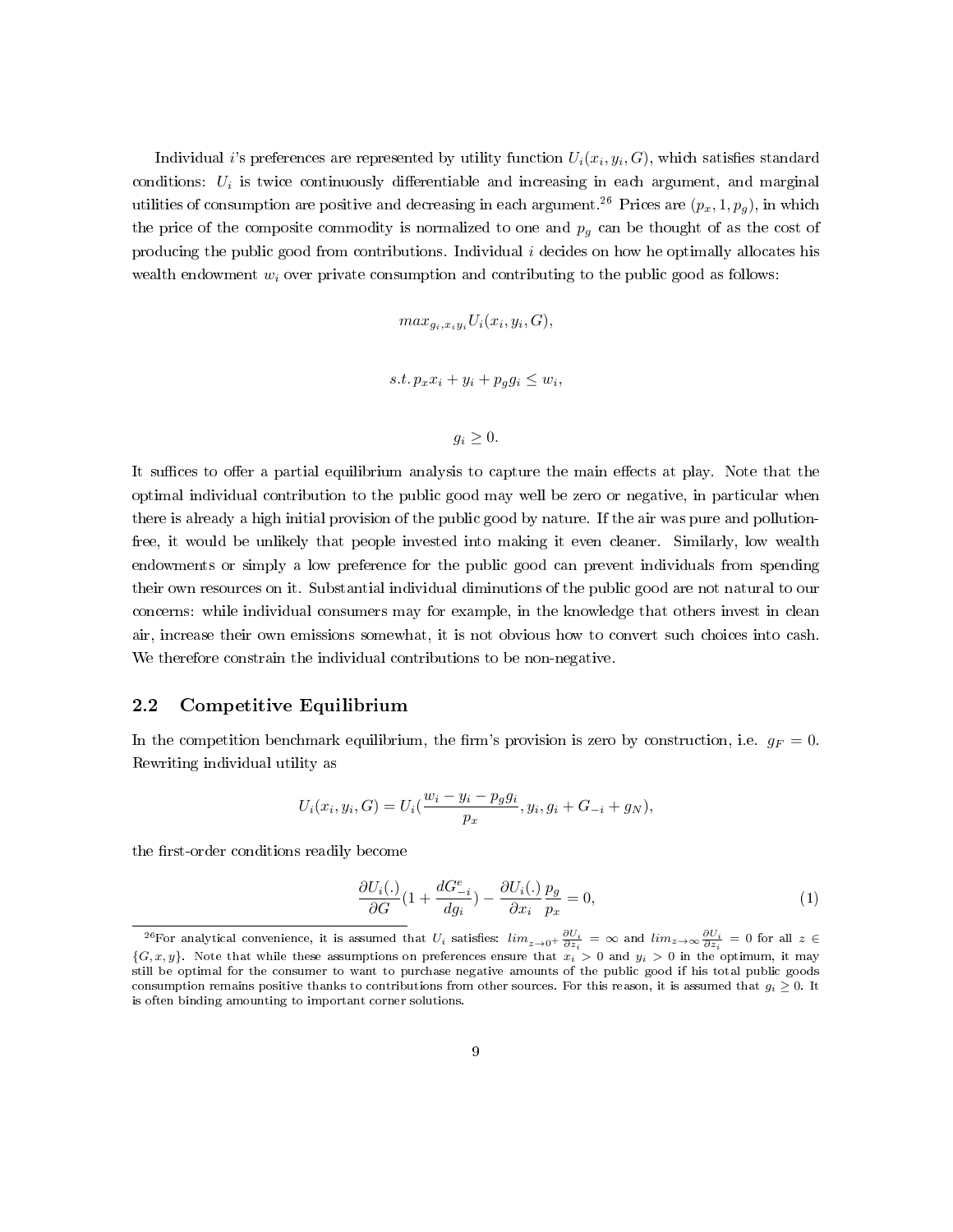Individual $i$'s preferences are represented by utility function $U_i(x_i, y_i, G)$, which satisfies standard conditions: $U_i$ is twice continuously differentiable and increasing in each argument, and marginal utilities of consumption are positive and decreasing in each argument.[26] Prices are $(p_x, 1, p_g)$, in which the price of the composite commodity is normalized to one and $p_g$ can be thought of as the cost of producing the public good from contributions. Individual $i$ decides on how he optimally allocates his wealth endowment $w_i$ over private consumption and contributing to the public good as follows:

$$max_{g_i, x_i y_i} U_i(x_i, y_i, G),$$

$$s.t.\, p_x x_i + y_i + p_g g_i \leq w_i,$$

$$g_i \geq 0.$$

It suffices to offer a partial equilibrium analysis to capture the main effects at play. Note that the optimal individual contribution to the public good may well be zero or negative, in particular when there is already a high initial provision of the public good by nature. If the air was pure and pollution-free, it would be unlikely that people invested into making it even cleaner. Similarly, low wealth endowments or simply a low preference for the public good can prevent individuals from spending their own resources on it. Substantial individual diminutions of the public good are not natural to our concerns: while individual consumers may for example, in the knowledge that others invest in clean air, increase their own emissions somewhat, it is not obvious how to convert such choices into cash. We therefore constrain the individual contributions to be non-negative.

## 2.2 Competitive Equilibrium

In the competition benchmark equilibrium, the firm's provision is zero by construction, i.e. $g_F = 0$. Rewriting individual utility as

$$U_i(x_i, y_i, G) = U_i\left(\frac{w_i - y_i - p_g g_i}{p_x}, y_i, g_i + G_{-i} + g_N\right),$$

the first-order conditions readily become

$$\frac{\partial U_i(.)}{\partial G}\left(1 + \frac{dG^e_{-i}}{dg_i}\right) - \frac{\partial U_i(.)}{\partial x_i}\frac{p_g}{p_x} = 0, \tag{1}$$

[26] For analytical convenience, it is assumed that $U_i$ satisfies: $lim_{z \to 0^+} \frac{\partial U_i}{\partial z_i} = \infty$ and $lim_{z \to \infty} \frac{\partial U_i}{\partial z_i} = 0$ for all $z \in \{G, x, y\}$. Note that while these assumptions on preferences ensure that $x_i > 0$ and $y_i > 0$ in the optimum, it may still be optimal for the consumer to want to purchase negative amounts of the public good if his total public goods consumption remains positive thanks to contributions from other sources. For this reason, it is assumed that $g_i \geq 0$. It is often binding amounting to important corner solutions.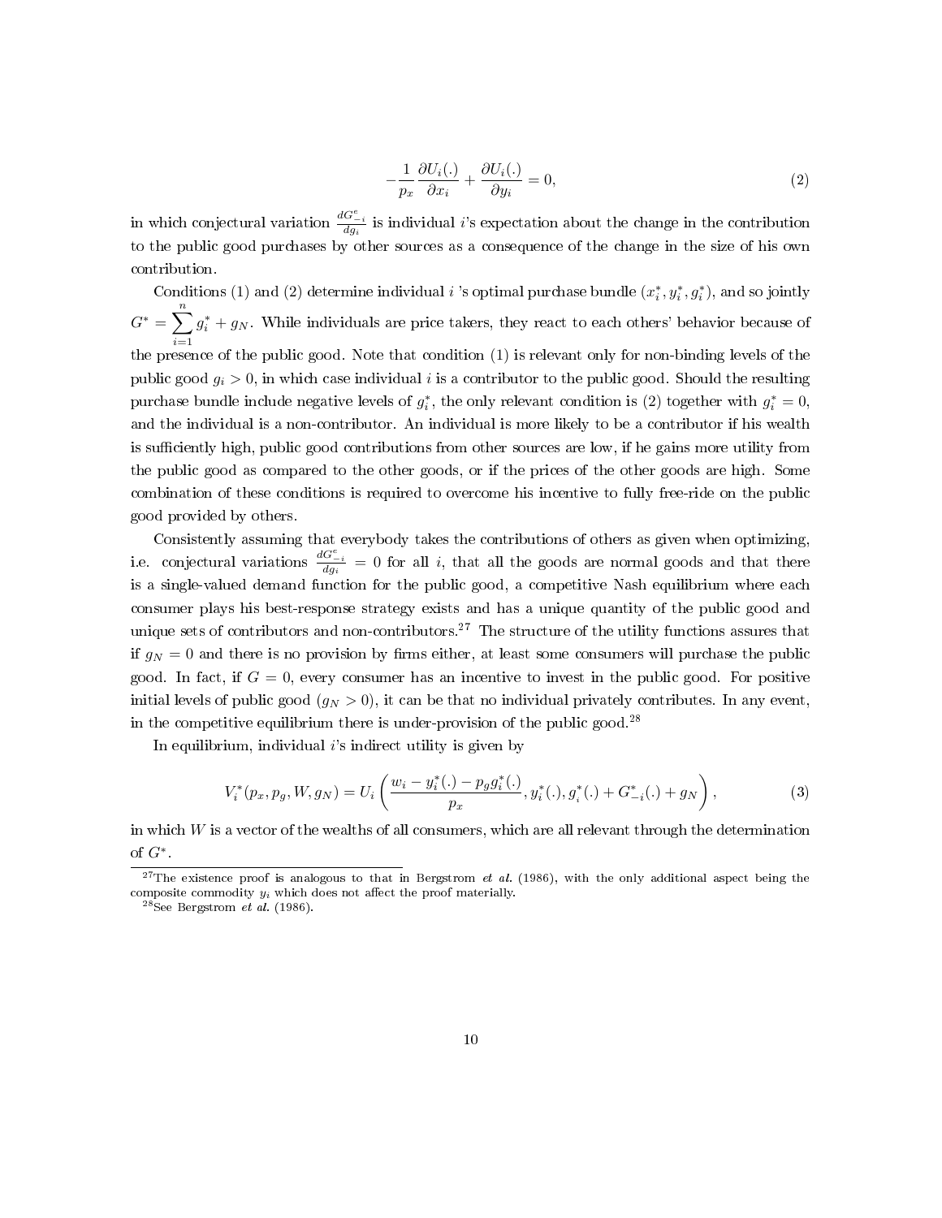$$-\frac{1}{p_x}\frac{\partial U_i(.)}{\partial x_i}+\frac{\partial U_i(.)}{\partial y_i}=0, \tag{2}$$

in which conjectural variation $\frac{dG^e_{-i}}{dg_i}$ is individual $i$'s expectation about the change in the contribution to the public good purchases by other sources as a consequence of the change in the size of his own contribution.

Conditions (1) and (2) determine individual $i$ 's optimal purchase bundle $(x_i^*, y_i^*, g_i^*)$, and so jointly $G^* = \sum_{i=1}^{n} g_i^* + g_N$. While individuals are price takers, they react to each others' behavior because of the presence of the public good. Note that condition (1) is relevant only for non-binding levels of the public good $g_i > 0$, in which case individual $i$ is a contributor to the public good. Should the resulting purchase bundle include negative levels of $g_i^*$, the only relevant condition is (2) together with $g_i^* = 0$, and the individual is a non-contributor. An individual is more likely to be a contributor if his wealth is sufficiently high, public good contributions from other sources are low, if he gains more utility from the public good as compared to the other goods, or if the prices of the other goods are high. Some combination of these conditions is required to overcome his incentive to fully free-ride on the public good provided by others.

Consistently assuming that everybody takes the contributions of others as given when optimizing, i.e. conjectural variations $\frac{dG^e_{-i}}{dg_i} = 0$ for all $i$, that all the goods are normal goods and that there is a single-valued demand function for the public good, a competitive Nash equilibrium where each consumer plays his best-response strategy exists and has a unique quantity of the public good and unique sets of contributors and non-contributors.[27] The structure of the utility functions assures that if $g_N = 0$ and there is no provision by firms either, at least some consumers will purchase the public good. In fact, if $G = 0$, every consumer has an incentive to invest in the public good. For positive initial levels of public good ($g_N > 0$), it can be that no individual privately contributes. In any event, in the competitive equilibrium there is under-provision of the public good.[28]

In equilibrium, individual $i$'s indirect utility is given by

$$V_i^*(p_x, p_g, W, g_N) = U_i\left(\frac{w_i - y_i^*(.) - p_g g_i^*(.)}{p_x}, y_i^*(.), g_i^*(.) + G_{-i}^*(.) + g_N\right), \tag{3}$$

in which $W$ is a vector of the wealths of all consumers, which are all relevant through the determination of $G^*$.

[27] The existence proof is analogous to that in Bergstrom *et al.* (1986), with the only additional aspect being the composite commodity $y_i$ which does not affect the proof materially.

[28] See Bergstrom *et al.* (1986).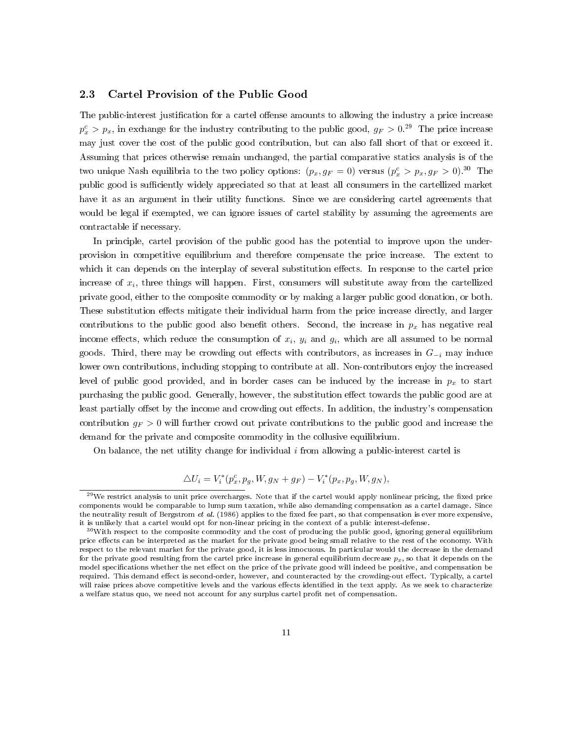### 2.3 Cartel Provision of the Public Good

The public-interest justification for a cartel offense amounts to allowing the industry a price increase $p_x^c > p_x$, in exchange for the industry contributing to the public good, $g_F > 0$.[29] The price increase may just cover the cost of the public good contribution, but can also fall short of that or exceed it. Assuming that prices otherwise remain unchanged, the partial comparative statics analysis is of the two unique Nash equilibria to the two policy options: $(p_x, g_F = 0)$ versus $(p_x^c > p_x, g_F > 0)$.[30] The public good is sufficiently widely appreciated so that at least all consumers in the cartellized market have it as an argument in their utility functions. Since we are considering cartel agreements that would be legal if exempted, we can ignore issues of cartel stability by assuming the agreements are contractable if necessary.

In principle, cartel provision of the public good has the potential to improve upon the under-provision in competitive equilibrium and therefore compensate the price increase. The extent to which it can depends on the interplay of several substitution effects. In response to the cartel price increase of $x_i$, three things will happen. First, consumers will substitute away from the cartellized private good, either to the composite commodity or by making a larger public good donation, or both. These substitution effects mitigate their individual harm from the price increase directly, and larger contributions to the public good also benefit others. Second, the increase in $p_x$ has negative real income effects, which reduce the consumption of $x_i$, $y_i$ and $g_i$, which are all assumed to be normal goods. Third, there may be crowding out effects with contributors, as increases in $G_{-i}$ may induce lower own contributions, including stopping to contribute at all. Non-contributors enjoy the increased level of public good provided, and in border cases can be induced by the increase in $p_x$ to start purchasing the public good. Generally, however, the substitution effect towards the public good are at least partially offset by the income and crowding out effects. In addition, the industry's compensation contribution $g_F > 0$ will further crowd out private contributions to the public good and increase the demand for the private and composite commodity in the collusive equilibrium.

On balance, the net utility change for individual $i$ from allowing a public-interest cartel is

$$\triangle U_i = V_i^*(p_x^c, p_g, W, g_N + g_F) - V_i^*(p_x, p_g, W, g_N),$$

[29] We restrict analysis to unit price overcharges. Note that if the cartel would apply nonlinear pricing, the fixed price components would be comparable to lump sum taxation, while also demanding compensation as a cartel damage. Since the neutrality result of Bergstrom *et al.* (1986) applies to the fixed fee part, so that compensation is ever more expensive, it is unlikely that a cartel would opt for non-linear pricing in the context of a public interest-defense.

[30] With respect to the composite commodity and the cost of producing the public good, ignoring general equilibrium price effects can be interpreted as the market for the private good being small relative to the rest of the economy. With respect to the relevant market for the private good, it is less innocuous. In particular would the decrease in the demand for the private good resulting from the cartel price increase in general equilibrium decrease $p_x$, so that it depends on the model specifications whether the net effect on the price of the private good will indeed be positive, and compensation be required. This demand effect is second-order, however, and counteracted by the crowding-out effect. Typically, a cartel will raise prices above competitive levels and the various effects identified in the text apply. As we seek to characterize a welfare status quo, we need not account for any surplus cartel profit net of compensation.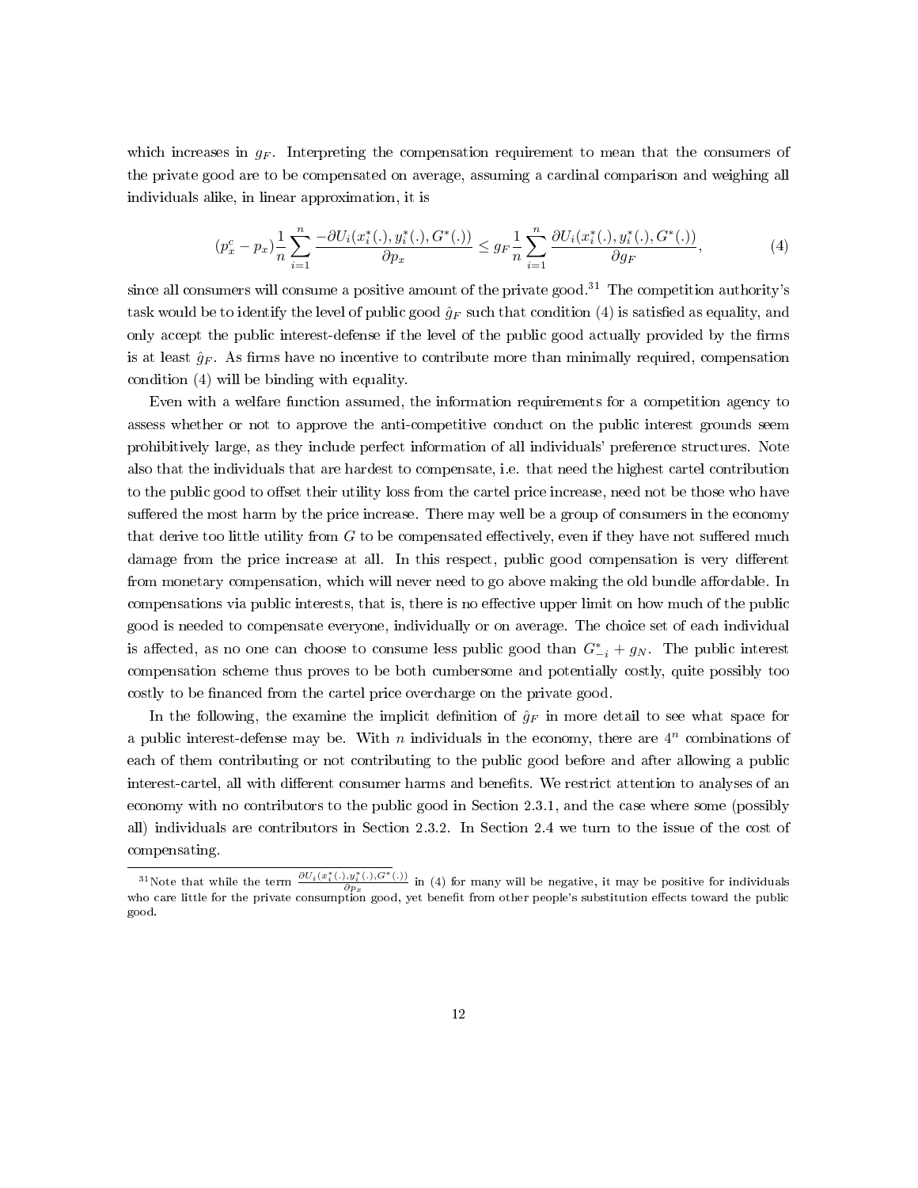which increases in $g_F$. Interpreting the compensation requirement to mean that the consumers of the private good are to be compensated on average, assuming a cardinal comparison and weighing all individuals alike, in linear approximation, it is

$$(p_x^c - p_x)\frac{1}{n}\sum_{i=1}^{n}\frac{-\partial U_i(x_i^*(.), y_i^*(.), G^*(.))}{\partial p_x} \leq g_F \frac{1}{n}\sum_{i=1}^{n}\frac{\partial U_i(x_i^*(.), y_i^*(.), G^*(.))}{\partial g_F}, \tag{4}$$

since all consumers will consume a positive amount of the private good.[31] The competition authority's task would be to identify the level of public good $\hat{g}_F$ such that condition (4) is satisfied as equality, and only accept the public interest-defense if the level of the public good actually provided by the firms is at least $\hat{g}_F$. As firms have no incentive to contribute more than minimally required, compensation condition (4) will be binding with equality.

Even with a welfare function assumed, the information requirements for a competition agency to assess whether or not to approve the anti-competitive conduct on the public interest grounds seem prohibitively large, as they include perfect information of all individuals' preference structures. Note also that the individuals that are hardest to compensate, i.e. that need the highest cartel contribution to the public good to offset their utility loss from the cartel price increase, need not be those who have suffered the most harm by the price increase. There may well be a group of consumers in the economy that derive too little utility from $G$ to be compensated effectively, even if they have not suffered much damage from the price increase at all. In this respect, public good compensation is very different from monetary compensation, which will never need to go above making the old bundle affordable. In compensations via public interests, that is, there is no effective upper limit on how much of the public good is needed to compensate everyone, individually or on average. The choice set of each individual is affected, as no one can choose to consume less public good than $G_{-i}^* + g_N$. The public interest compensation scheme thus proves to be both cumbersome and potentially costly, quite possibly too costly to be financed from the cartel price overcharge on the private good.

In the following, the examine the implicit definition of $\hat{g}_F$ in more detail to see what space for a public interest-defense may be. With $n$ individuals in the economy, there are $4^n$ combinations of each of them contributing or not contributing to the public good before and after allowing a public interest-cartel, all with different consumer harms and benefits. We restrict attention to analyses of an economy with no contributors to the public good in Section 2.3.1, and the case where some (possibly all) individuals are contributors in Section 2.3.2. In Section 2.4 we turn to the issue of the cost of compensating.

[31] Note that while the term $\frac{\partial U_i(x_i^*(.), y_i^*(.), G^*(.))}{\partial p_x}$ in (4) for many will be negative, it may be positive for individuals who care little for the private consumption good, yet benefit from other people's substitution effects toward the public good.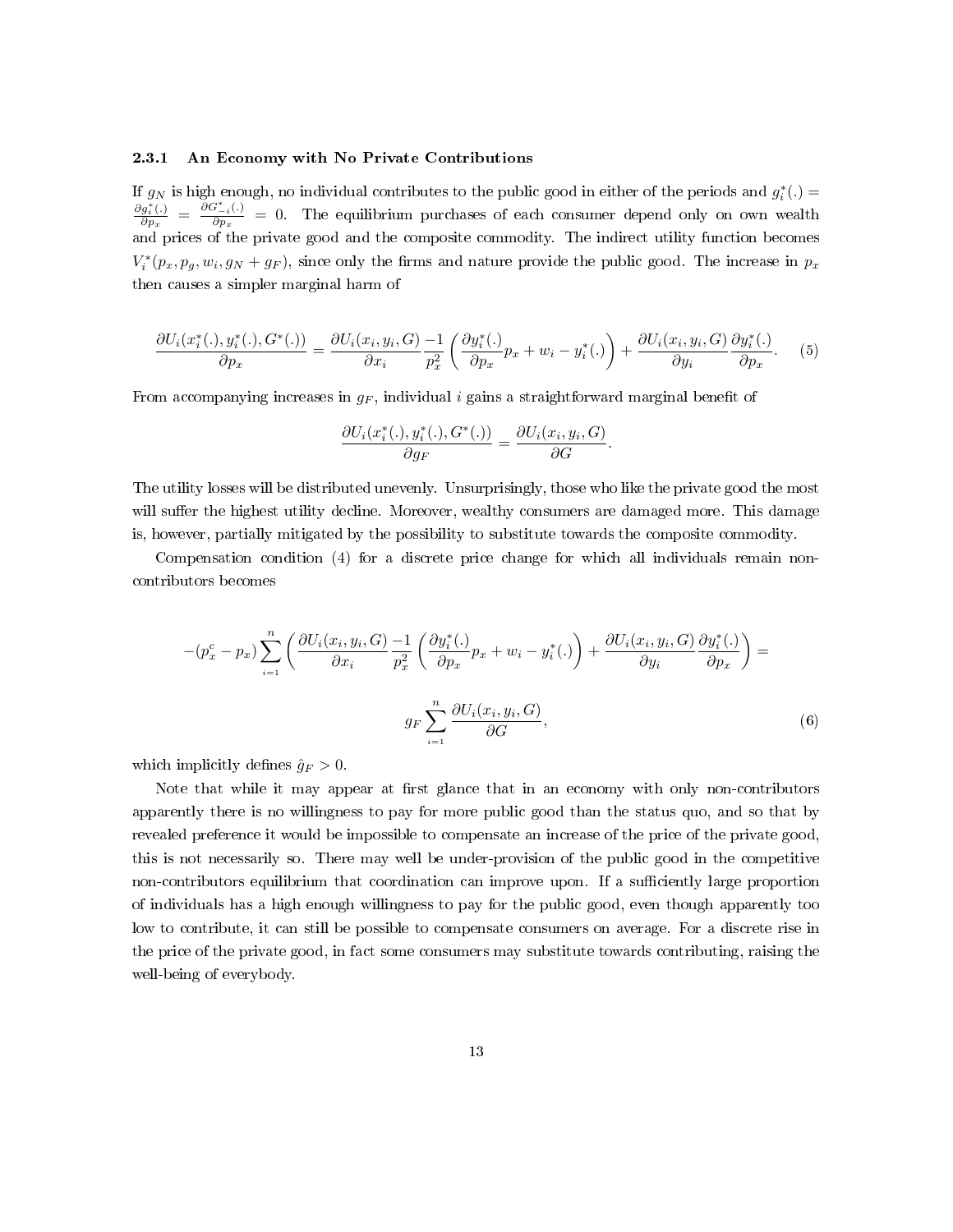### 2.3.1 An Economy with No Private Contributions

If $g_N$ is high enough, no individual contributes to the public good in either of the periods and $g_i^*(.) = \frac{\partial g_i^*(.)}{\partial p_x} = \frac{\partial G_{-i}^*(.)}{\partial p_x} = 0$. The equilibrium purchases of each consumer depend only on own wealth and prices of the private good and the composite commodity. The indirect utility function becomes $V_i^*(p_x, p_g, w_i, g_N + g_F)$, since only the firms and nature provide the public good. The increase in $p_x$ then causes a simpler marginal harm of

$$\frac{\partial U_i(x_i^*(.), y_i^*(.), G^*(.))}{\partial p_x} = \frac{\partial U_i(x_i, y_i, G)}{\partial x_i} \frac{-1}{p_x^2} \left( \frac{\partial y_i^*(.)}{\partial p_x} p_x + w_i - y_i^*(.) \right) + \frac{\partial U_i(x_i, y_i, G)}{\partial y_i} \frac{\partial y_i^*(.)}{\partial p_x}. \tag{5}$$

From accompanying increases in $g_F$, individual $i$ gains a straightforward marginal benefit of

$$\frac{\partial U_i(x_i^*(.), y_i^*(.), G^*(.))}{\partial g_F} = \frac{\partial U_i(x_i, y_i, G)}{\partial G}.$$

The utility losses will be distributed unevenly. Unsurprisingly, those who like the private good the most will suffer the highest utility decline. Moreover, wealthy consumers are damaged more. This damage is, however, partially mitigated by the possibility to substitute towards the composite commodity.

Compensation condition (4) for a discrete price change for which all individuals remain non-contributors becomes

$$-(p_x^c - p_x) \sum_{i=1}^{n} \left( \frac{\partial U_i(x_i, y_i, G)}{\partial x_i} \frac{-1}{p_x^2} \left( \frac{\partial y_i^*(.)}{\partial p_x} p_x + w_i - y_i^*(.) \right) + \frac{\partial U_i(x_i, y_i, G)}{\partial y_i} \frac{\partial y_i^*(.)}{\partial p_x} \right) =$$

$$g_F \sum_{i=1}^{n} \frac{\partial U_i(x_i, y_i, G)}{\partial G}, \tag{6}$$

which implicitly defines $\hat{g}_F > 0$.

Note that while it may appear at first glance that in an economy with only non-contributors apparently there is no willingness to pay for more public good than the status quo, and so that by revealed preference it would be impossible to compensate an increase of the price of the private good, this is not necessarily so. There may well be under-provision of the public good in the competitive non-contributors equilibrium that coordination can improve upon. If a sufficiently large proportion of individuals has a high enough willingness to pay for the public good, even though apparently too low to contribute, it can still be possible to compensate consumers on average. For a discrete rise in the price of the private good, in fact some consumers may substitute towards contributing, raising the well-being of everybody.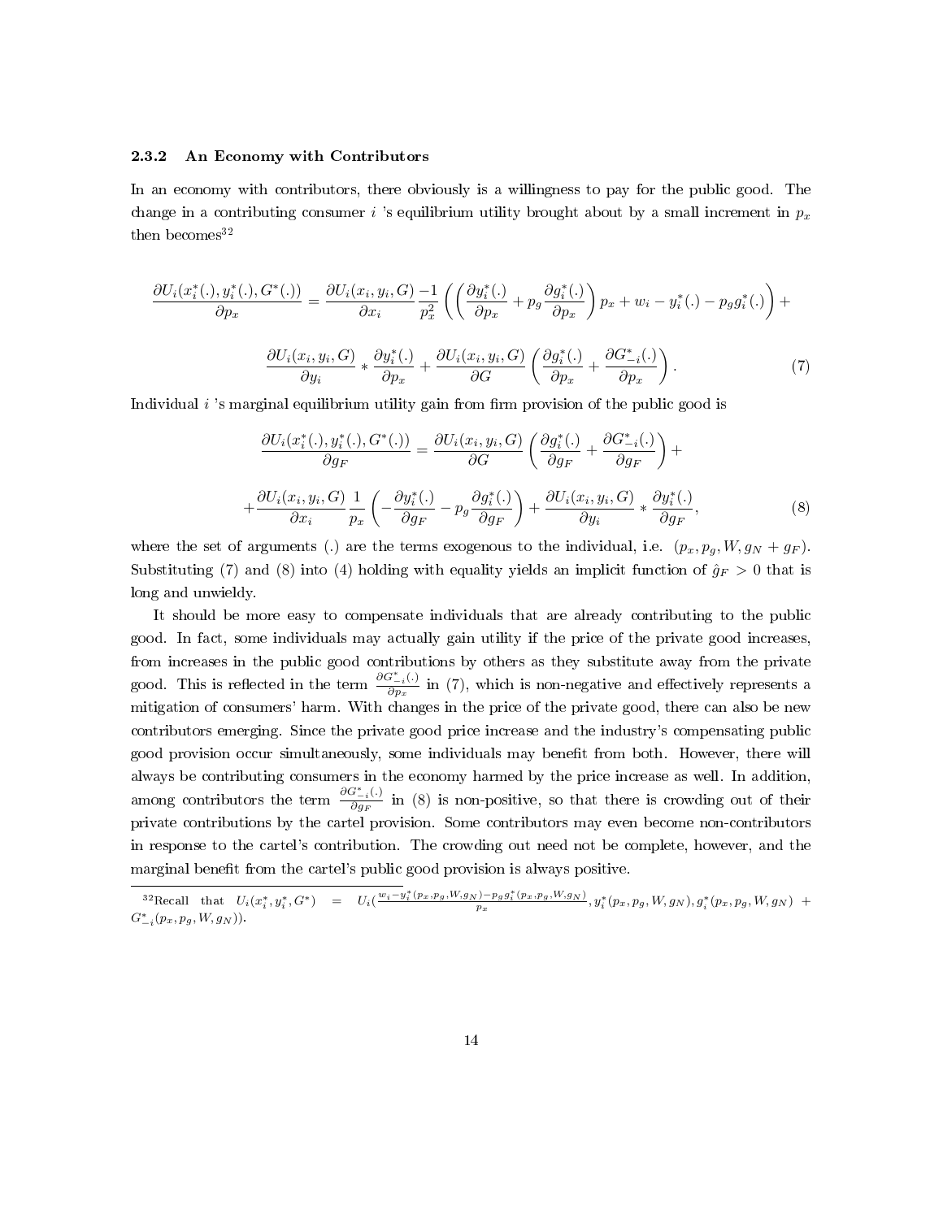### 2.3.2 An Economy with Contributors

In an economy with contributors, there obviously is a willingness to pay for the public good. The change in a contributing consumer $i$ 's equilibrium utility brought about by a small increment in $p_x$ then becomes[32]

$$\frac{\partial U_i(x_i^*(.), y_i^*(.), G^*(.))}{\partial p_x} = \frac{\partial U_i(x_i, y_i, G)}{\partial x_i} \frac{-1}{p_x^2} \left( \left( \frac{\partial y_i^*(.)}{\partial p_x} + p_g \frac{\partial g_i^*(.)}{\partial p_x} \right) p_x + w_i - y_i^*(.) - p_g g_i^*(.) \right) +$$

$$\frac{\partial U_i(x_i, y_i, G)}{\partial y_i} * \frac{\partial y_i^*(.)}{\partial p_x} + \frac{\partial U_i(x_i, y_i, G)}{\partial G} \left( \frac{\partial g_i^*(.)}{\partial p_x} + \frac{\partial G_{-i}^*(.)}{\partial p_x} \right). \tag{7}$$

Individual $i$ 's marginal equilibrium utility gain from firm provision of the public good is

$$\frac{\partial U_i(x_i^*(.), y_i^*(.), G^*(.))}{\partial g_F} = \frac{\partial U_i(x_i, y_i, G)}{\partial G} \left( \frac{\partial g_i^*(.)}{\partial g_F} + \frac{\partial G_{-i}^*(.)}{\partial g_F} \right) +$$

$$+ \frac{\partial U_i(x_i, y_i, G)}{\partial x_i} \frac{1}{p_x} \left( -\frac{\partial y_i^*(.)}{\partial g_F} - p_g \frac{\partial g_i^*(.)}{\partial g_F} \right) + \frac{\partial U_i(x_i, y_i, G)}{\partial y_i} * \frac{\partial y_i^*(.)}{\partial g_F}, \tag{8}$$

where the set of arguments (.) are the terms exogenous to the individual, i.e. $(p_x, p_g, W, g_N + g_F)$. Substituting (7) and (8) into (4) holding with equality yields an implicit function of $\hat{g}_F > 0$ that is long and unwieldy.

It should be more easy to compensate individuals that are already contributing to the public good. In fact, some individuals may actually gain utility if the price of the private good increases, from increases in the public good contributions by others as they substitute away from the private good. This is reflected in the term $\frac{\partial G_{-i}^*(.)}{\partial p_x}$ in (7), which is non-negative and effectively represents a mitigation of consumers' harm. With changes in the price of the private good, there can also be new contributors emerging. Since the private good price increase and the industry's compensating public good provision occur simultaneously, some individuals may benefit from both. However, there will always be contributing consumers in the economy harmed by the price increase as well. In addition, among contributors the term $\frac{\partial G_{-i}^*(.)}{\partial g_F}$ in (8) is non-positive, so that there is crowding out of their private contributions by the cartel provision. Some contributors may even become non-contributors in response to the cartel's contribution. The crowding out need not be complete, however, and the marginal benefit from the cartel's public good provision is always positive.

[32] Recall that $U_i(x_i^*, y_i^*, G^*) = U_i(\frac{w_i - y_i^*(p_x,p_g,W,g_N) - p_g g_i^*(p_x,p_g,W,g_N)}{p_x}, y_i^*(p_x, p_g, W, g_N), g_i^*(p_x, p_g, W, g_N) + G_{-i}^*(p_x, p_g, W, g_N))$.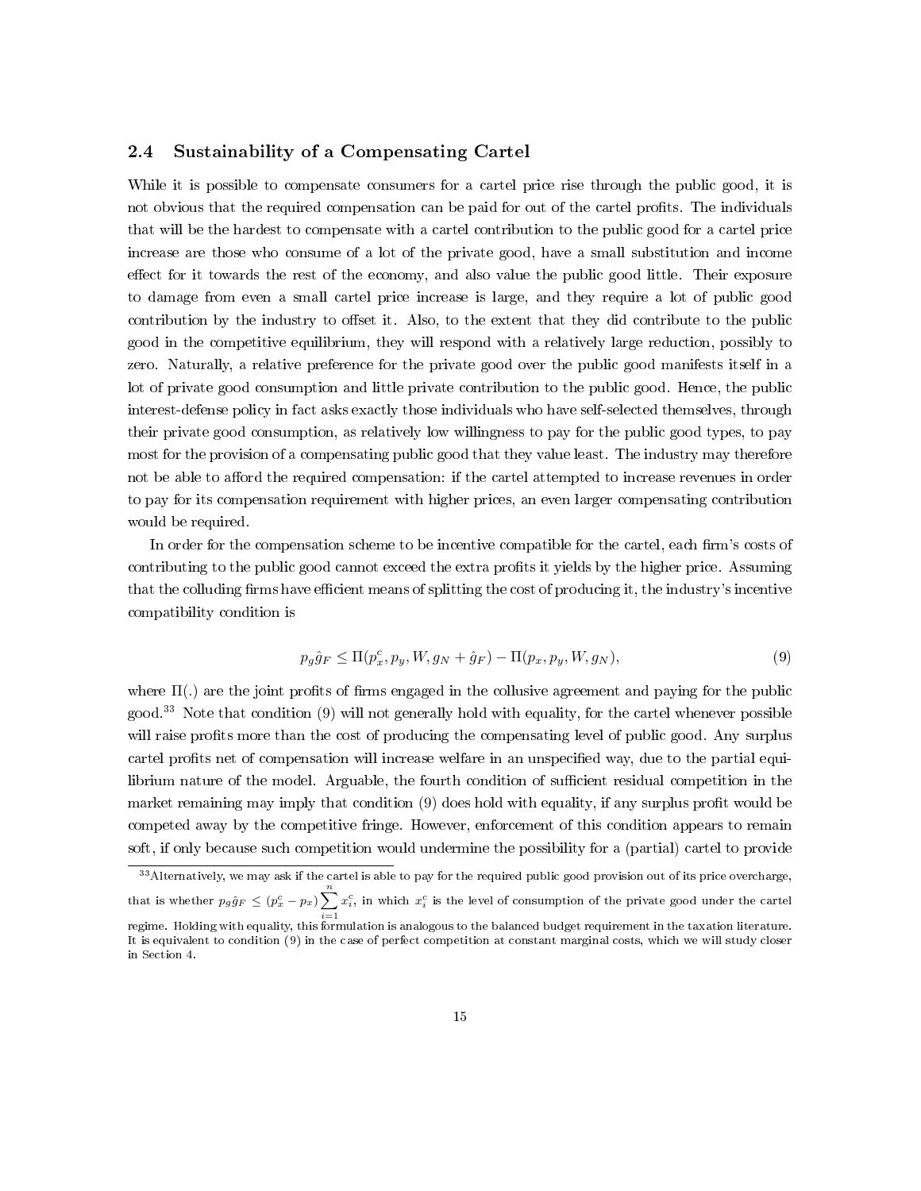### 2.4 Sustainability of a Compensating Cartel

While it is possible to compensate consumers for a cartel price rise through the public good, it is not obvious that the required compensation can be paid for out of the cartel profits. The individuals that will be the hardest to compensate with a cartel contribution to the public good for a cartel price increase are those who consume of a lot of the private good, have a small substitution and income effect for it towards the rest of the economy, and also value the public good little. Their exposure to damage from even a small cartel price increase is large, and they require a lot of public good contribution by the industry to offset it. Also, to the extent that they did contribute to the public good in the competitive equilibrium, they will respond with a relatively large reduction, possibly to zero. Naturally, a relative preference for the private good over the public good manifests itself in a lot of private good consumption and little private contribution to the public good. Hence, the public interest-defense policy in fact asks exactly those individuals who have self-selected themselves, through their private good consumption, as relatively low willingness to pay for the public good types, to pay most for the provision of a compensating public good that they value least. The industry may therefore not be able to afford the required compensation: if the cartel attempted to increase revenues in order to pay for its compensation requirement with higher prices, an even larger compensating contribution would be required.

In order for the compensation scheme to be incentive compatible for the cartel, each firm's costs of contributing to the public good cannot exceed the extra profits it yields by the higher price. Assuming that the colluding firms have efficient means of splitting the cost of producing it, the industry's incentive compatibility condition is

$$p_g \hat{g}_F \leq \Pi(p_x^c, p_y, W, g_N + \hat{g}_F) - \Pi(p_x, p_y, W, g_N), \tag{9}$$

where $\Pi(.)$ are the joint profits of firms engaged in the collusive agreement and paying for the public good.[33] Note that condition (9) will not generally hold with equality, for the cartel whenever possible will raise profits more than the cost of producing the compensating level of public good. Any surplus cartel profits net of compensation will increase welfare in an unspecified way, due to the partial equilibrium nature of the model. Arguable, the fourth condition of sufficient residual competition in the market remaining may imply that condition (9) does hold with equality, if any surplus profit would be competed away by the competitive fringe. However, enforcement of this condition appears to remain soft, if only because such competition would undermine the possibility for a (partial) cartel to provide

---

[33] Alternatively, we may ask if the cartel is able to pay for the required public good provision out of its price overcharge, that is whether $p_g \hat{g}_F \leq (p_x^c - p_x) \sum_{i=1}^{n} x_i^c$, in which $x_i^c$ is the level of consumption of the private good under the cartel regime. Holding with equality, this formulation is analogous to the balanced budget requirement in the taxation literature. It is equivalent to condition (9) in the case of perfect competition at constant marginal costs, which we will study closer in Section 4.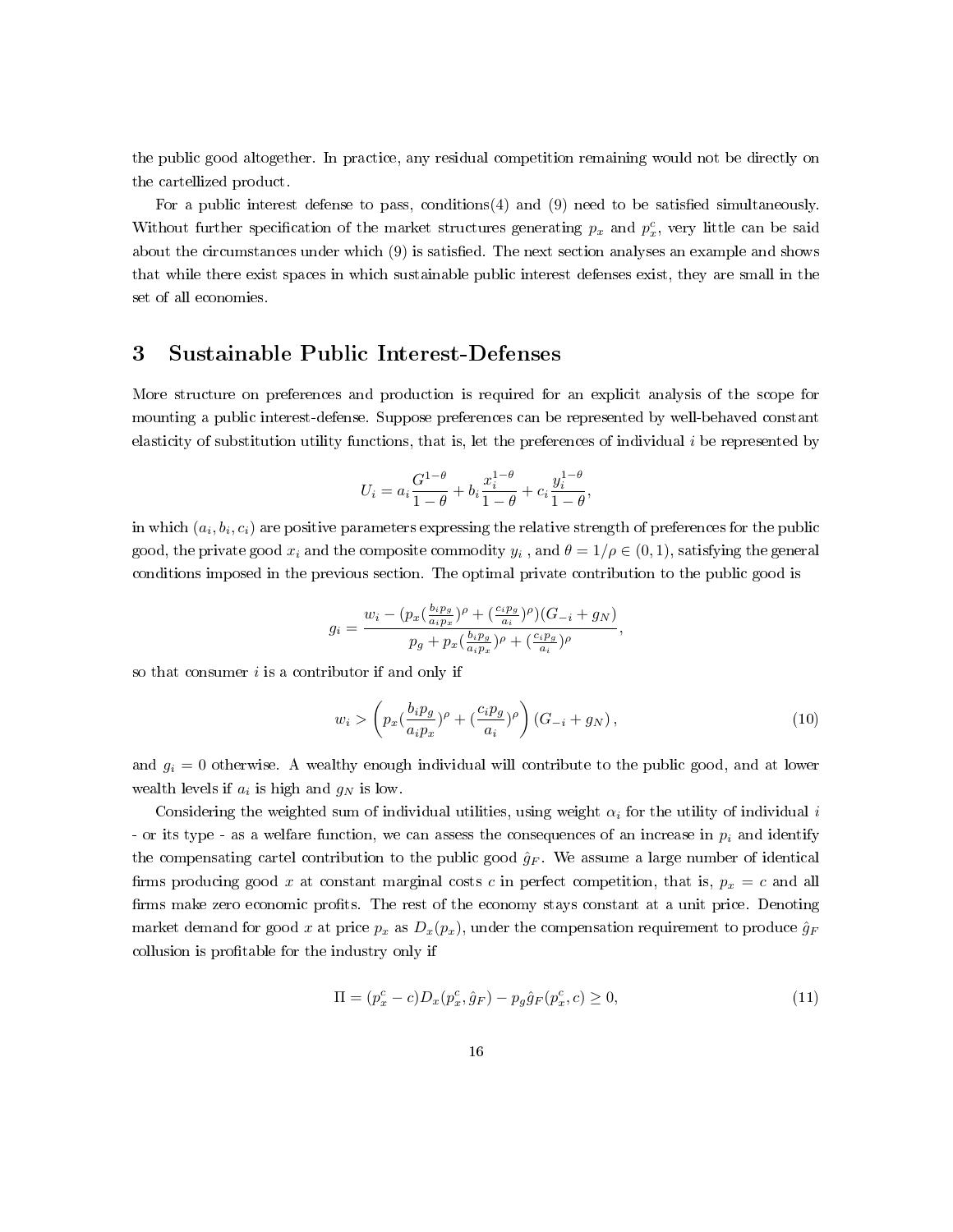the public good altogether. In practice, any residual competition remaining would not be directly on the cartellized product.

For a public interest defense to pass, conditions(4) and (9) need to be satisfied simultaneously. Without further specification of the market structures generating $p_x$ and $p_x^c$, very little can be said about the circumstances under which (9) is satisfied. The next section analyses an example and shows that while there exist spaces in which sustainable public interest defenses exist, they are small in the set of all economies.

# 3 Sustainable Public Interest-Defenses

More structure on preferences and production is required for an explicit analysis of the scope for mounting a public interest-defense. Suppose preferences can be represented by well-behaved constant elasticity of substitution utility functions, that is, let the preferences of individual $i$ be represented by

$$U_i = a_i \frac{G^{1-\theta}}{1-\theta} + b_i \frac{x_i^{1-\theta}}{1-\theta} + c_i \frac{y_i^{1-\theta}}{1-\theta},$$

in which $(a_i, b_i, c_i)$ are positive parameters expressing the relative strength of preferences for the public good, the private good $x_i$ and the composite commodity $y_i$ , and $\theta = 1/\rho \in (0,1)$, satisfying the general conditions imposed in the previous section. The optimal private contribution to the public good is

$$g_i = \frac{w_i - (p_x(\frac{b_i p_g}{a_i p_x})^{\rho} + (\frac{c_i p_g}{a_i})^{\rho})(G_{-i} + g_N)}{p_g + p_x(\frac{b_i p_g}{a_i p_x})^{\rho} + (\frac{c_i p_g}{a_i})^{\rho}},$$

so that consumer $i$ is a contributor if and only if

$$w_i > \left( p_x(\frac{b_i p_g}{a_i p_x})^{\rho} + (\frac{c_i p_g}{a_i})^{\rho} \right)(G_{-i} + g_N), \tag{10}$$

and $g_i = 0$ otherwise. A wealthy enough individual will contribute to the public good, and at lower wealth levels if $a_i$ is high and $g_N$ is low.

Considering the weighted sum of individual utilities, using weight $\alpha_i$ for the utility of individual $i$ - or its type - as a welfare function, we can assess the consequences of an increase in $p_i$ and identify the compensating cartel contribution to the public good $\hat{g}_F$. We assume a large number of identical firms producing good $x$ at constant marginal costs $c$ in perfect competition, that is, $p_x = c$ and all firms make zero economic profits. The rest of the economy stays constant at a unit price. Denoting market demand for good $x$ at price $p_x$ as $D_x(p_x)$, under the compensation requirement to produce $\hat{g}_F$ collusion is profitable for the industry only if

$$\Pi = (p_x^c - c)D_x(p_x^c, \hat{g}_F) - p_g \hat{g}_F(p_x^c, c) \geq 0, \tag{11}$$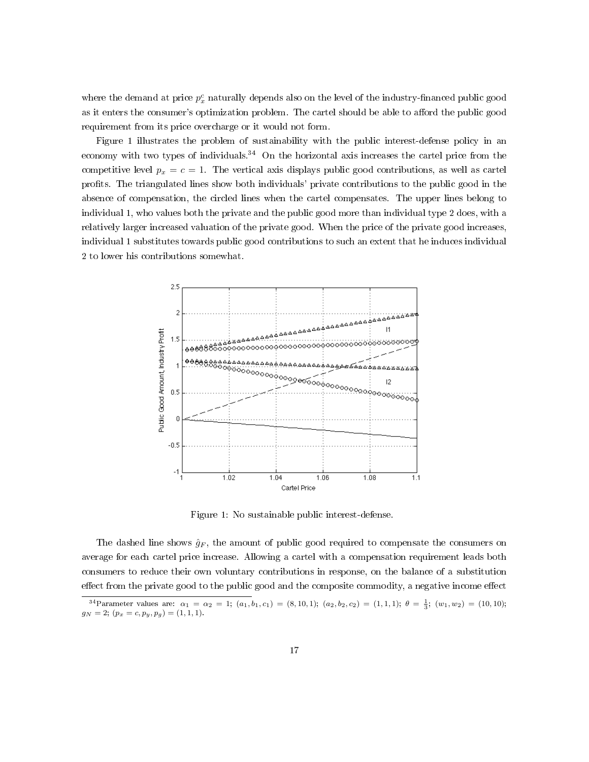where the demand at price $p_x^c$ naturally depends also on the level of the industry-financed public good as it enters the consumer's optimization problem. The cartel should be able to afford the public good requirement from its price overcharge or it would not form.

Figure 1 illustrates the problem of sustainability with the public interest-defense policy in an economy with two types of individuals.[34] On the horizontal axis increases the cartel price from the competitive level $p_x = c = 1$. The vertical axis displays public good contributions, as well as cartel profits. The triangulated lines show both individuals' private contributions to the public good in the absence of compensation, the circled lines when the cartel compensates. The upper lines belong to individual 1, who values both the private and the public good more than individual type 2 does, with a relatively larger increased valuation of the private good. When the price of the private good increases, individual 1 substitutes towards public good contributions to such an extent that he induces individual 2 to lower his contributions somewhat.

Figure 1: No sustainable public interest-defense.

The dashed line shows $\hat{g}_F$, the amount of public good required to compensate the consumers on average for each cartel price increase. Allowing a cartel with a compensation requirement leads both consumers to reduce their own voluntary contributions in response, on the balance of a substitution effect from the private good to the public good and the composite commodity, a negative income effect

[34] Parameter values are: $\alpha_1 = \alpha_2 = 1$; $(a_1, b_1, c_1) = (8, 10, 1)$; $(a_2, b_2, c_2) = (1, 1, 1)$; $\theta = \frac{1}{3}$; $(w_1, w_2) = (10, 10)$; $g_N = 2$; $(p_x = c, p_y, p_g) = (1, 1, 1)$.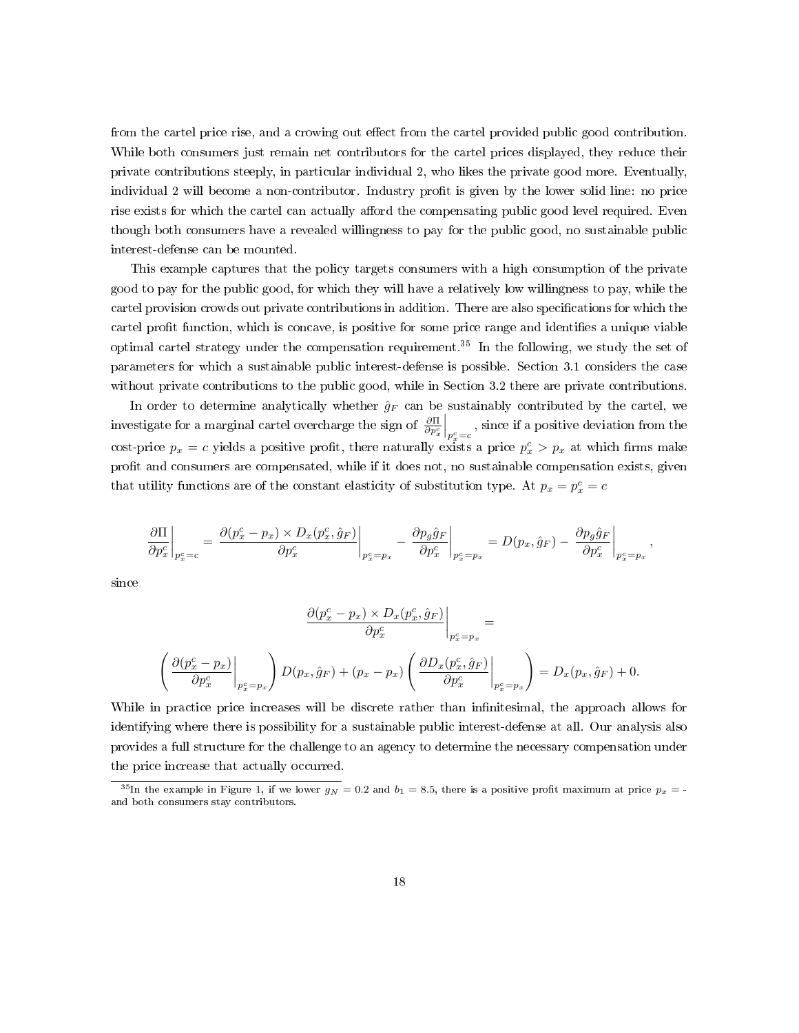from the cartel price rise, and a crowing out effect from the cartel provided public good contribution. While both consumers just remain net contributors for the cartel prices displayed, they reduce their private contributions steeply, in particular individual 2, who likes the private good more. Eventually, individual 2 will become a non-contributor. Industry profit is given by the lower solid line: no price rise exists for which the cartel can actually afford the compensating public good level required. Even though both consumers have a revealed willingness to pay for the public good, no sustainable public interest-defense can be mounted.

This example captures that the policy targets consumers with a high consumption of the private good to pay for the public good, for which they will have a relatively low willingness to pay, while the cartel provision crowds out private contributions in addition. There are also specifications for which the cartel profit function, which is concave, is positive for some price range and identifies a unique viable optimal cartel strategy under the compensation requirement.[35] In the following, we study the set of parameters for which a sustainable public interest-defense is possible. Section 3.1 considers the case without private contributions to the public good, while in Section 3.2 there are private contributions.

In order to determine analytically whether $\hat{g}_F$ can be sustainably contributed by the cartel, we investigate for a marginal cartel overcharge the sign of $\left.\frac{\partial \Pi}{\partial p_x^c}\right|_{p_x^c=c}$, since if a positive deviation from the cost-price $p_x = c$ yields a positive profit, there naturally exists a price $p_x^c > p_x$ at which firms make profit and consumers are compensated, while if it does not, no sustainable compensation exists, given that utility functions are of the constant elasticity of substitution type. At $p_x = p_x^c = c$

$$\left.\frac{\partial \Pi}{\partial p_x^c}\right|_{p_x^c=c} = \left.\frac{\partial (p_x^c - p_x) \times D_x(p_x^c, \hat{g}_F)}{\partial p_x^c}\right|_{p_x^c=p_x} - \left.\frac{\partial p_g \hat{g}_F}{\partial p_x^c}\right|_{p_x^c=p_x} = D(p_x, \hat{g}_F) - \left.\frac{\partial p_g \hat{g}_F}{\partial p_x^c}\right|_{p_x^c=p_x},$$

since

$$\left.\frac{\partial (p_x^c - p_x) \times D_x(p_x^c, \hat{g}_F)}{\partial p_x^c}\right|_{p_x^c=p_x} =$$

$$\left(\left.\frac{\partial (p_x^c - p_x)}{\partial p_x^c}\right|_{p_x^c=p_x}\right) D(p_x, \hat{g}_F) + (p_x - p_x)\left(\left.\frac{\partial D_x(p_x^c, \hat{g}_F)}{\partial p_x^c}\right|_{p_x^c=p_x}\right) = D_x(p_x, \hat{g}_F) + 0.$$

While in practice price increases will be discrete rather than infinitesimal, the approach allows for identifying where there is possibility for a sustainable public interest-defense at all. Our analysis also provides a full structure for the challenge to an agency to determine the necessary compensation under the price increase that actually occurred.

[35] In the example in Figure 1, if we lower $g_N = 0.2$ and $b_1 = 8.5$, there is a positive profit maximum at price $p_x =$ - and both consumers stay contributors.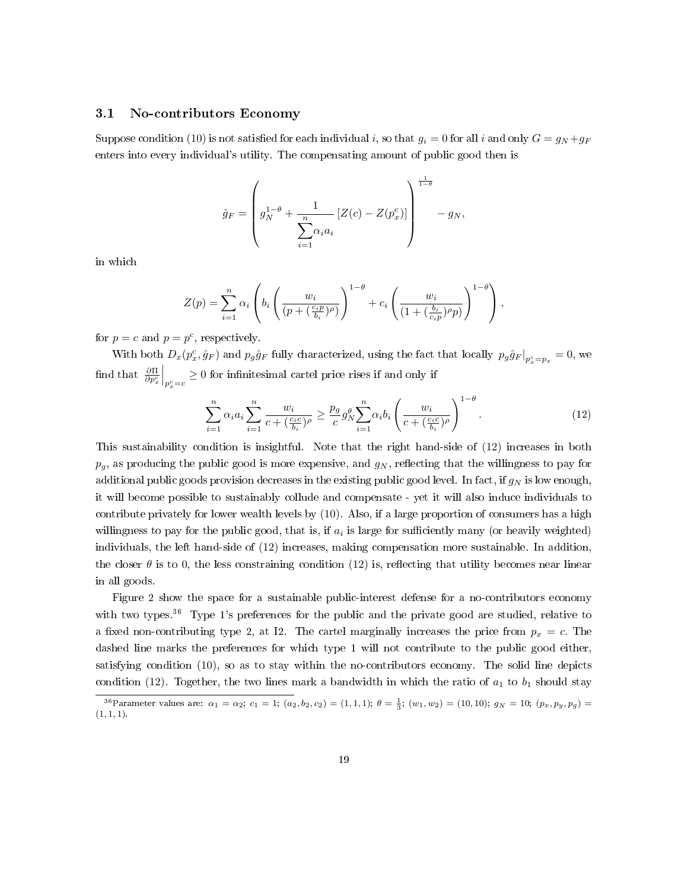### 3.1 No-contributors Economy

Suppose condition (10) is not satisfied for each individual $i$, so that $g_i = 0$ for all $i$ and only $G = g_N + g_F$ enters into every individual's utility. The compensating amount of public good then is

$$\hat{g}_F = \left( g_N^{1-\theta} + \frac{1}{\sum_{i=1}^{n} \alpha_i a_i} \left[ Z(c) - Z(p_x^c) \right] \right)^{\frac{1}{1-\theta}} - g_N,$$

in which

$$Z(p) = \sum_{i=1}^{n} \alpha_i \left( b_i \left( \frac{w_i}{(p + (\frac{c_i p}{b_i})^{\rho})} \right)^{1-\theta} + c_i \left( \frac{w_i}{(1 + (\frac{b_i}{c_i p})^{\rho} p)} \right)^{1-\theta} \right),$$

for $p = c$ and $p = p^c$, respectively.

With both $D_x(p_x^c, \hat{g}_F)$ and $p_g \hat{g}_F$ fully characterized, using the fact that locally $p_g \hat{g}_F|_{p_x^c = p_x} = 0$, we find that $\left.\frac{\partial \Pi}{\partial p_x^c}\right|_{p_x^c = c} \geq 0$ for infinitesimal cartel price rises if and only if

$$\sum_{i=1}^{n} \alpha_i a_i \sum_{i=1}^{n} \frac{w_i}{c + (\frac{c_i c}{b_i})^{\rho}} \geq \frac{p_g}{c} g_N^{\theta} \sum_{i=1}^{n} \alpha_i b_i \left( \frac{w_i}{c + (\frac{c_i c}{b_i})^{\rho}} \right)^{1-\theta}. \tag{12}$$

This sustainability condition is insightful. Note that the right hand-side of (12) increases in both $p_g$, as producing the public good is more expensive, and $g_N$, reflecting that the willingness to pay for additional public goods provision decreases in the existing public good level. In fact, if $g_N$ is low enough, it will become possible to sustainably collude and compensate - yet it will also induce individuals to contribute privately for lower wealth levels by (10). Also, if a large proportion of consumers has a high willingness to pay for the public good, that is, if $a_i$ is large for sufficiently many (or heavily weighted) individuals, the left hand-side of (12) increases, making compensation more sustainable. In addition, the closer $\theta$ is to 0, the less constraining condition (12) is, reflecting that utility becomes near linear in all goods.

Figure 2 show the space for a sustainable public-interest defense for a no-contributors economy with two types.[36] Type 1's preferences for the public and the private good are studied, relative to a fixed non-contributing type 2, at I2. The cartel marginally increases the price from $p_x = c$. The dashed line marks the preferences for which type 1 will not contribute to the public good either, satisfying condition (10), so as to stay within the no-contributors economy. The solid line depicts condition (12). Together, the two lines mark a bandwidth in which the ratio of $a_1$ to $b_1$ should stay

[36] Parameter values are: $\alpha_1 = \alpha_2$; $c_1 = 1$; $(a_2, b_2, c_2) = (1, 1, 1)$; $\theta = \frac{1}{3}$; $(w_1, w_2) = (10, 10)$; $g_N = 10$; $(p_x, p_y, p_g) = (1, 1, 1)$.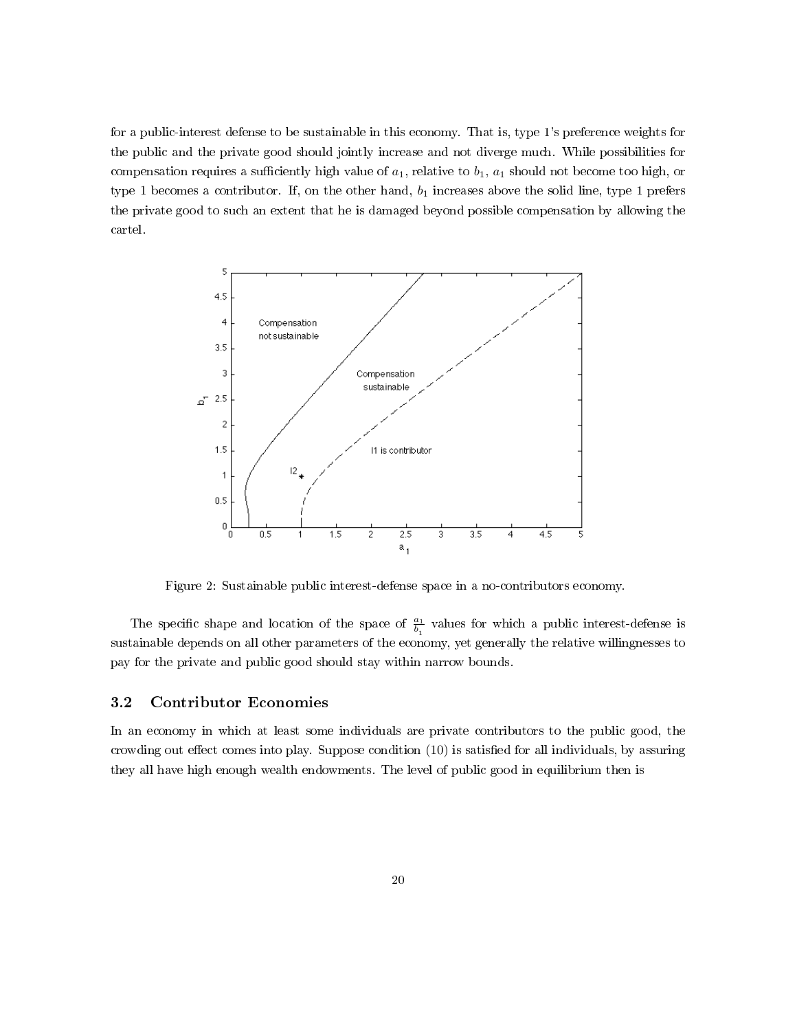for a public-interest defense to be sustainable in this economy. That is, type 1's preference weights for the public and the private good should jointly increase and not diverge much. While possibilities for compensation requires a sufficiently high value of $a_1$, relative to $b_1$, $a_1$ should not become too high, or type 1 becomes a contributor. If, on the other hand, $b_1$ increases above the solid line, type 1 prefers the private good to such an extent that he is damaged beyond possible compensation by allowing the cartel.

Figure 2: Sustainable public interest-defense space in a no-contributors economy.

The specific shape and location of the space of $\frac{a_1}{b_1}$ values for which a public interest-defense is sustainable depends on all other parameters of the economy, yet generally the relative willingnesses to pay for the private and public good should stay within narrow bounds.

## 3.2 Contributor Economies

In an economy in which at least some individuals are private contributors to the public good, the crowding out effect comes into play. Suppose condition (10) is satisfied for all individuals, by assuring they all have high enough wealth endowments. The level of public good in equilibrium then is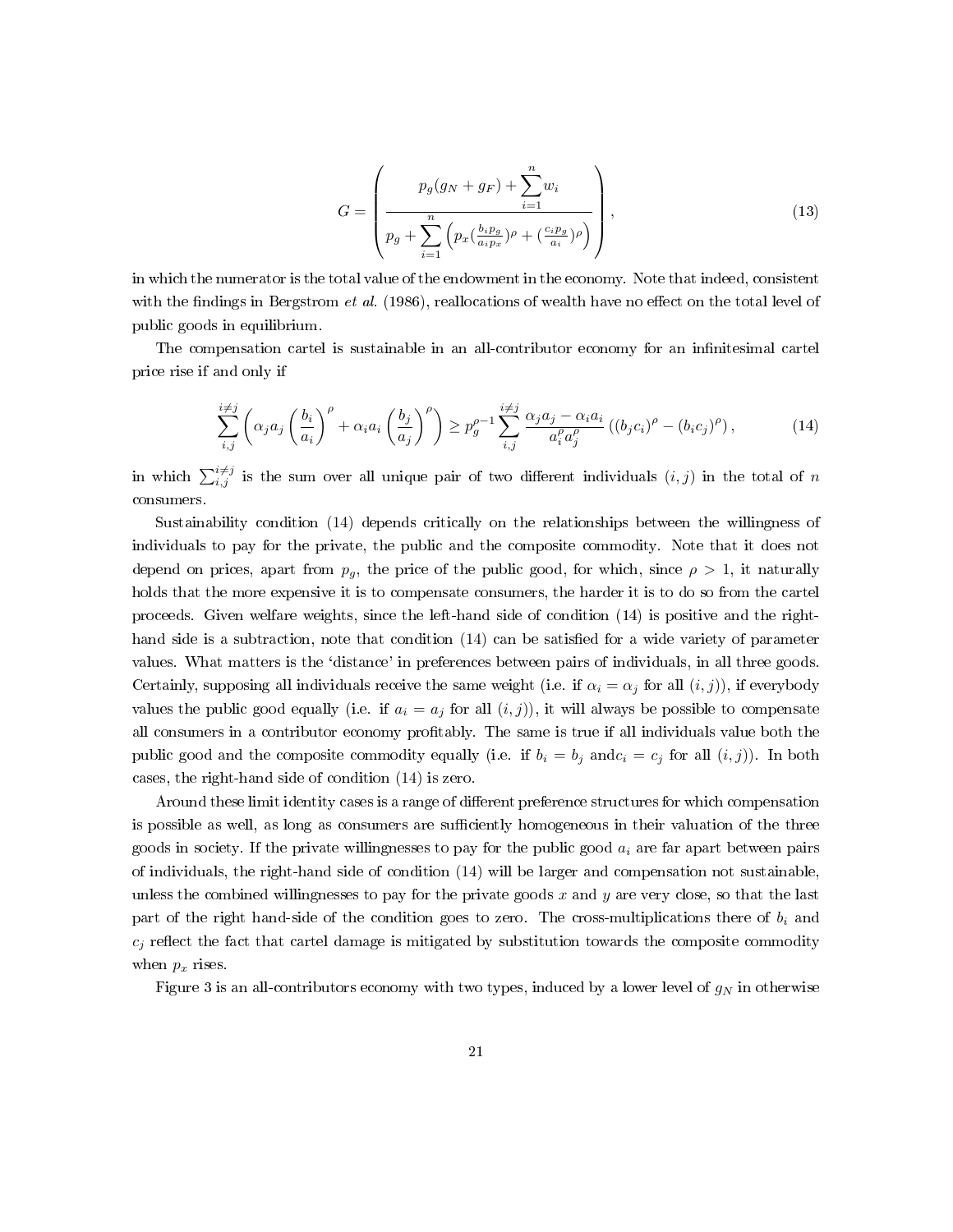$$G = \left( \frac{p_g(g_N + g_F) + \sum_{i=1}^{n} w_i}{p_g + \sum_{i=1}^{n} \left( p_x (\frac{b_i p_g}{a_i p_x})^\rho + (\frac{c_i p_g}{a_i})^\rho \right)} \right), \tag{13}$$

in which the numerator is the total value of the endowment in the economy. Note that indeed, consistent with the findings in Bergstrom *et al.* (1986), reallocations of wealth have no effect on the total level of public goods in equilibrium.

The compensation cartel is sustainable in an all-contributor economy for an infinitesimal cartel price rise if and only if

$$\sum_{i,j}^{i \neq j} \left( \alpha_j a_j \left( \frac{b_i}{a_i} \right)^\rho + \alpha_i a_i \left( \frac{b_j}{a_j} \right)^\rho \right) \geq p_g^{\rho-1} \sum_{i,j}^{i \neq j} \frac{\alpha_j a_j - \alpha_i a_i}{a_i^\rho a_j^\rho} \left( (b_j c_i)^\rho - (b_i c_j)^\rho \right), \tag{14}$$

in which $\sum_{i,j}^{i \neq j}$ is the sum over all unique pair of two different individuals $(i, j)$ in the total of $n$ consumers.

Sustainability condition (14) depends critically on the relationships between the willingness of individuals to pay for the private, the public and the composite commodity. Note that it does not depend on prices, apart from $p_g$, the price of the public good, for which, since $\rho > 1$, it naturally holds that the more expensive it is to compensate consumers, the harder it is to do so from the cartel proceeds. Given welfare weights, since the left-hand side of condition (14) is positive and the right-hand side is a subtraction, note that condition (14) can be satisfied for a wide variety of parameter values. What matters is the 'distance' in preferences between pairs of individuals, in all three goods. Certainly, supposing all individuals receive the same weight (i.e. if $\alpha_i = \alpha_j$ for all $(i, j)$), if everybody values the public good equally (i.e. if $a_i = a_j$ for all $(i, j)$), it will always be possible to compensate all consumers in a contributor economy profitably. The same is true if all individuals value both the public good and the composite commodity equally (i.e. if $b_i = b_j$ and$c_i = c_j$ for all $(i, j)$). In both cases, the right-hand side of condition (14) is zero.

Around these limit identity cases is a range of different preference structures for which compensation is possible as well, as long as consumers are sufficiently homogeneous in their valuation of the three goods in society. If the private willingnesses to pay for the public good $a_i$ are far apart between pairs of individuals, the right-hand side of condition (14) will be larger and compensation not sustainable, unless the combined willingnesses to pay for the private goods $x$ and $y$ are very close, so that the last part of the right hand-side of the condition goes to zero. The cross-multiplications there of $b_i$ and $c_j$ reflect the fact that cartel damage is mitigated by substitution towards the composite commodity when $p_x$ rises.

Figure 3 is an all-contributors economy with two types, induced by a lower level of $g_N$ in otherwise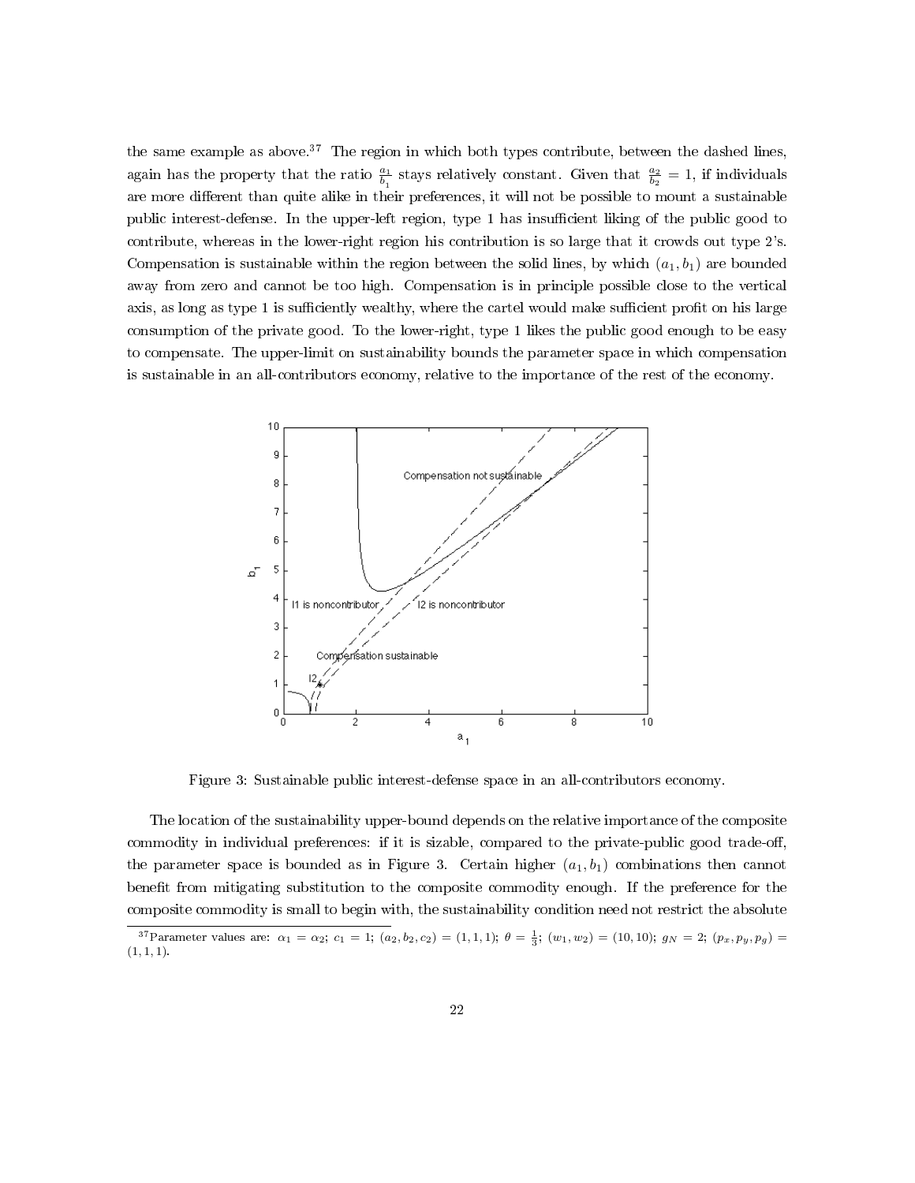the same example as above.[37] The region in which both types contribute, between the dashed lines, again has the property that the ratio $\frac{a_1}{b_1}$ stays relatively constant. Given that $\frac{a_2}{b_2} = 1$, if individuals are more different than quite alike in their preferences, it will not be possible to mount a sustainable public interest-defense. In the upper-left region, type 1 has insufficient liking of the public good to contribute, whereas in the lower-right region his contribution is so large that it crowds out type 2's. Compensation is sustainable within the region between the solid lines, by which $(a_1, b_1)$ are bounded away from zero and cannot be too high. Compensation is in principle possible close to the vertical axis, as long as type 1 is sufficiently wealthy, where the cartel would make sufficient profit on his large consumption of the private good. To the lower-right, type 1 likes the public good enough to be easy to compensate. The upper-limit on sustainability bounds the parameter space in which compensation is sustainable in an all-contributors economy, relative to the importance of the rest of the economy.

Figure 3: Sustainable public interest-defense space in an all-contributors economy.

The location of the sustainability upper-bound depends on the relative importance of the composite commodity in individual preferences: if it is sizable, compared to the private-public good trade-off, the parameter space is bounded as in Figure 3. Certain higher $(a_1, b_1)$ combinations then cannot benefit from mitigating substitution to the composite commodity enough. If the preference for the composite commodity is small to begin with, the sustainability condition need not restrict the absolute

[37] Parameter values are: $\alpha_1 = \alpha_2$; $c_1 = 1$; $(a_2, b_2, c_2) = (1, 1, 1)$; $\theta = \frac{1}{3}$; $(w_1, w_2) = (10, 10)$; $g_N = 2$; $(p_x, p_y, p_g) = (1, 1, 1)$.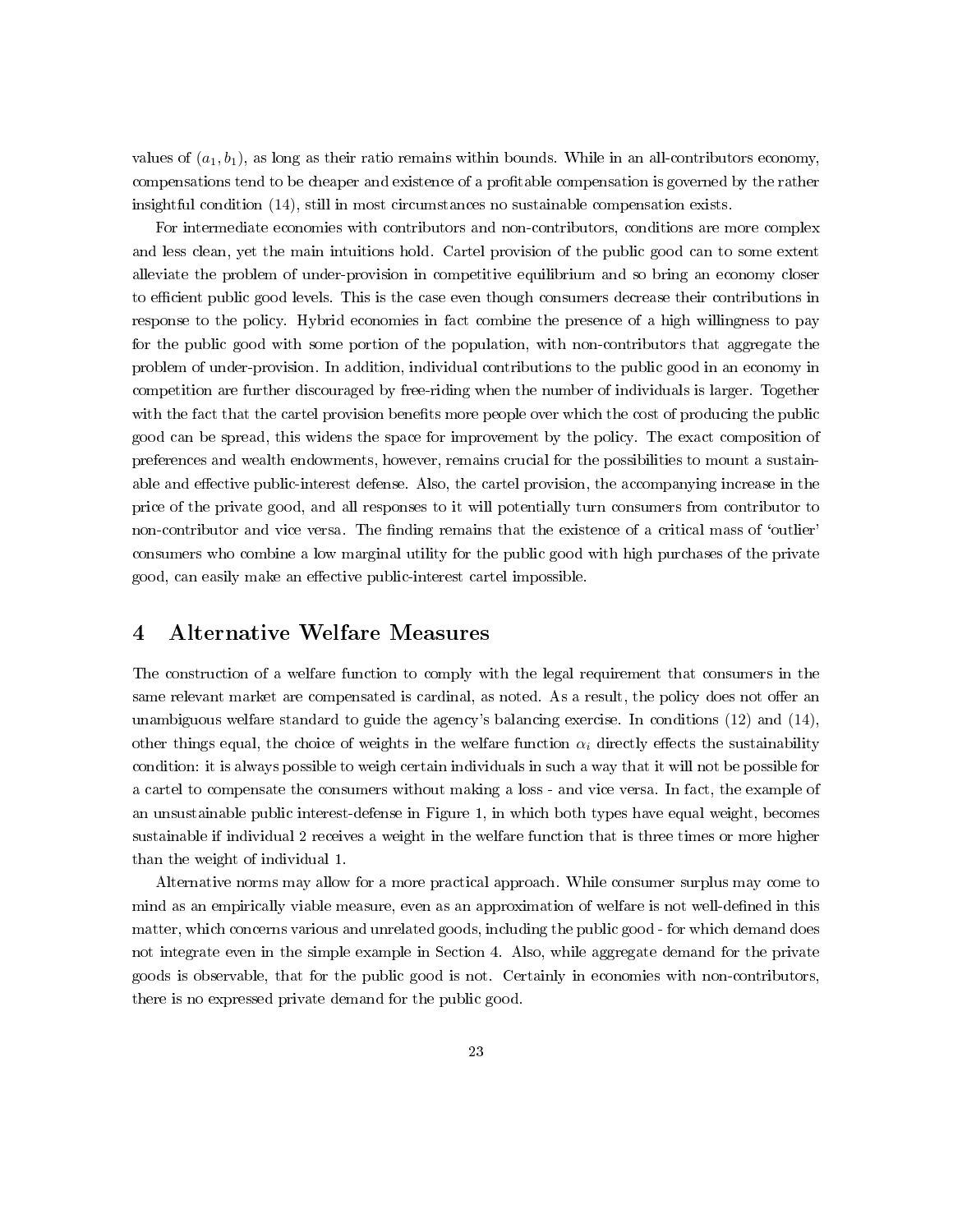values of $(a_1, b_1)$, as long as their ratio remains within bounds. While in an all-contributors economy, compensations tend to be cheaper and existence of a profitable compensation is governed by the rather insightful condition (14), still in most circumstances no sustainable compensation exists.

For intermediate economies with contributors and non-contributors, conditions are more complex and less clean, yet the main intuitions hold. Cartel provision of the public good can to some extent alleviate the problem of under-provision in competitive equilibrium and so bring an economy closer to efficient public good levels. This is the case even though consumers decrease their contributions in response to the policy. Hybrid economies in fact combine the presence of a high willingness to pay for the public good with some portion of the population, with non-contributors that aggregate the problem of under-provision. In addition, individual contributions to the public good in an economy in competition are further discouraged by free-riding when the number of individuals is larger. Together with the fact that the cartel provision benefits more people over which the cost of producing the public good can be spread, this widens the space for improvement by the policy. The exact composition of preferences and wealth endowments, however, remains crucial for the possibilities to mount a sustainable and effective public-interest defense. Also, the cartel provision, the accompanying increase in the price of the private good, and all responses to it will potentially turn consumers from contributor to non-contributor and vice versa. The finding remains that the existence of a critical mass of 'outlier' consumers who combine a low marginal utility for the public good with high purchases of the private good, can easily make an effective public-interest cartel impossible.

# 4 Alternative Welfare Measures

The construction of a welfare function to comply with the legal requirement that consumers in the same relevant market are compensated is cardinal, as noted. As a result, the policy does not offer an unambiguous welfare standard to guide the agency's balancing exercise. In conditions (12) and (14), other things equal, the choice of weights in the welfare function $\alpha_i$ directly effects the sustainability condition: it is always possible to weigh certain individuals in such a way that it will not be possible for a cartel to compensate the consumers without making a loss - and vice versa. In fact, the example of an unsustainable public interest-defense in Figure 1, in which both types have equal weight, becomes sustainable if individual 2 receives a weight in the welfare function that is three times or more higher than the weight of individual 1.

Alternative norms may allow for a more practical approach. While consumer surplus may come to mind as an empirically viable measure, even as an approximation of welfare is not well-defined in this matter, which concerns various and unrelated goods, including the public good - for which demand does not integrate even in the simple example in Section 4. Also, while aggregate demand for the private goods is observable, that for the public good is not. Certainly in economies with non-contributors, there is no expressed private demand for the public good.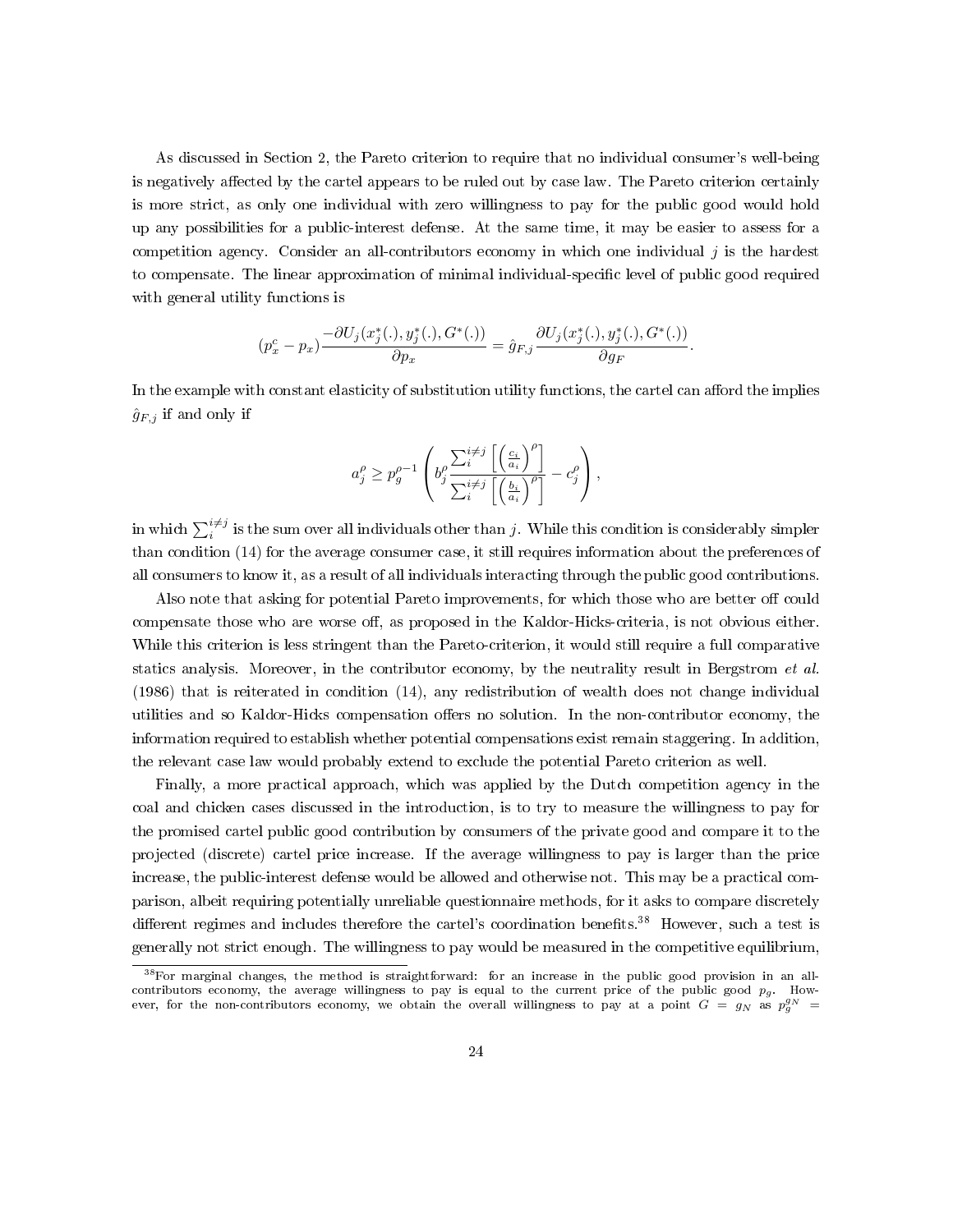As discussed in Section 2, the Pareto criterion to require that no individual consumer's well-being is negatively affected by the cartel appears to be ruled out by case law. The Pareto criterion certainly is more strict, as only one individual with zero willingness to pay for the public good would hold up any possibilities for a public-interest defense. At the same time, it may be easier to assess for a competition agency. Consider an all-contributors economy in which one individual $j$ is the hardest to compensate. The linear approximation of minimal individual-specific level of public good required with general utility functions is

$$(p_x^c - p_x)\frac{-\partial U_j(x_j^*(.), y_j^*(.), G^*(.))}{\partial p_x} = \hat{g}_{F,j}\frac{\partial U_j(x_j^*(.), y_j^*(.), G^*(.))}{\partial g_F}.$$

In the example with constant elasticity of substitution utility functions, the cartel can afford the implies $\hat{g}_{F,j}$ if and only if

$$a_j^\rho \geq p_g^{\rho-1}\left(b_j^\rho \frac{\sum_i^{i\neq j}\left[\left(\frac{c_i}{a_i}\right)^\rho\right]}{\sum_i^{i\neq j}\left[\left(\frac{b_i}{a_i}\right)^\rho\right]} - c_j^\rho\right),$$

in which $\sum_i^{i\neq j}$ is the sum over all individuals other than $j$. While this condition is considerably simpler than condition (14) for the average consumer case, it still requires information about the preferences of all consumers to know it, as a result of all individuals interacting through the public good contributions.

Also note that asking for potential Pareto improvements, for which those who are better off could compensate those who are worse off, as proposed in the Kaldor-Hicks-criteria, is not obvious either. While this criterion is less stringent than the Pareto-criterion, it would still require a full comparative statics analysis. Moreover, in the contributor economy, by the neutrality result in Bergstrom *et al.* (1986) that is reiterated in condition (14), any redistribution of wealth does not change individual utilities and so Kaldor-Hicks compensation offers no solution. In the non-contributor economy, the information required to establish whether potential compensations exist remain staggering. In addition, the relevant case law would probably extend to exclude the potential Pareto criterion as well.

Finally, a more practical approach, which was applied by the Dutch competition agency in the coal and chicken cases discussed in the introduction, is to try to measure the willingness to pay for the promised cartel public good contribution by consumers of the private good and compare it to the projected (discrete) cartel price increase. If the average willingness to pay is larger than the price increase, the public-interest defense would be allowed and otherwise not. This may be a practical comparison, albeit requiring potentially unreliable questionnaire methods, for it asks to compare discretely different regimes and includes therefore the cartel's coordination benefits.[38] However, such a test is generally not strict enough. The willingness to pay would be measured in the competitive equilibrium,

[38]For marginal changes, the method is straightforward: for an increase in the public good provision in an all-contributors economy, the average willingness to pay is equal to the current price of the public good $p_g$. However, for the non-contributors economy, we obtain the overall willingness to pay at a point $G = g_N$ as $p_g^{g_N} =$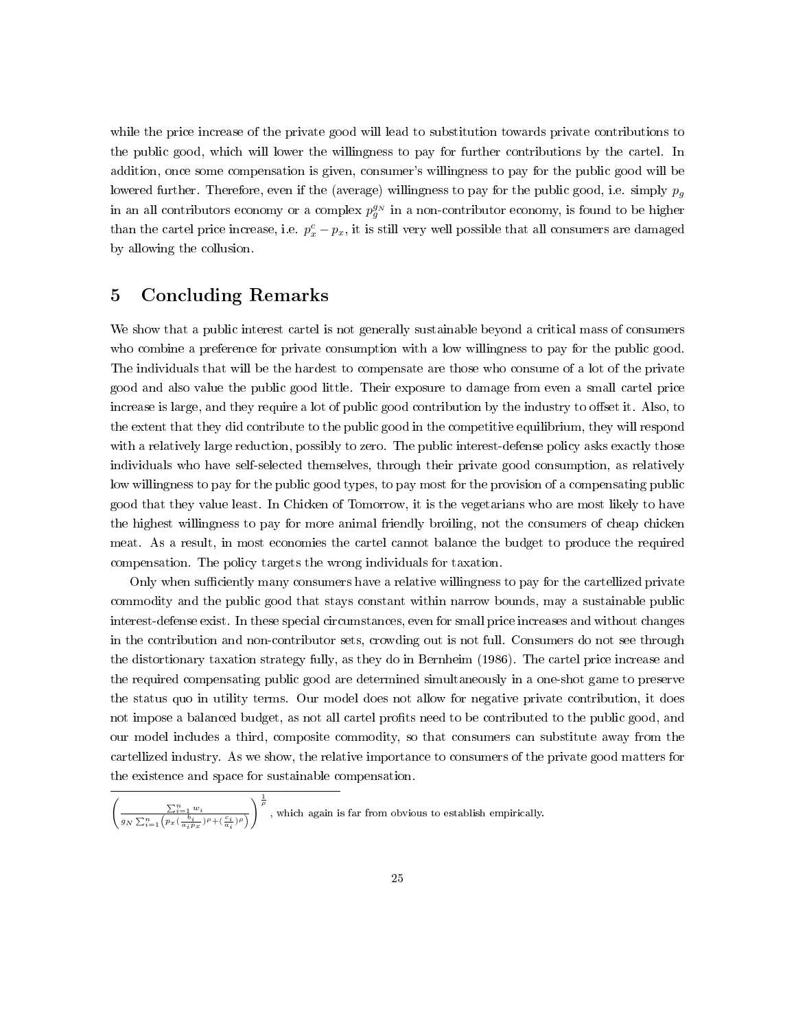while the price increase of the private good will lead to substitution towards private contributions to the public good, which will lower the willingness to pay for further contributions by the cartel. In addition, once some compensation is given, consumer's willingness to pay for the public good will be lowered further. Therefore, even if the (average) willingness to pay for the public good, i.e. simply $p_g$ in an all contributors economy or a complex $p_g^{g_N}$ in a non-contributor economy, is found to be higher than the cartel price increase, i.e. $p_x^c - p_x$, it is still very well possible that all consumers are damaged by allowing the collusion.

## 5 Concluding Remarks

We show that a public interest cartel is not generally sustainable beyond a critical mass of consumers who combine a preference for private consumption with a low willingness to pay for the public good. The individuals that will be the hardest to compensate are those who consume of a lot of the private good and also value the public good little. Their exposure to damage from even a small cartel price increase is large, and they require a lot of public good contribution by the industry to offset it. Also, to the extent that they did contribute to the public good in the competitive equilibrium, they will respond with a relatively large reduction, possibly to zero. The public interest-defense policy asks exactly those individuals who have self-selected themselves, through their private good consumption, as relatively low willingness to pay for the public good types, to pay most for the provision of a compensating public good that they value least. In Chicken of Tomorrow, it is the vegetarians who are most likely to have the highest willingness to pay for more animal friendly broiling, not the consumers of cheap chicken meat. As a result, in most economies the cartel cannot balance the budget to produce the required compensation. The policy targets the wrong individuals for taxation.

Only when sufficiently many consumers have a relative willingness to pay for the cartellized private commodity and the public good that stays constant within narrow bounds, may a sustainable public interest-defense exist. In these special circumstances, even for small price increases and without changes in the contribution and non-contributor sets, crowding out is not full. Consumers do not see through the distortionary taxation strategy fully, as they do in Bernheim (1986). The cartel price increase and the required compensating public good are determined simultaneously in a one-shot game to preserve the status quo in utility terms. Our model does not allow for negative private contribution, it does not impose a balanced budget, as not all cartel profits need to be contributed to the public good, and our model includes a third, composite commodity, so that consumers can substitute away from the cartellized industry. As we show, the relative importance to consumers of the private good matters for the existence and space for sustainable compensation.

---

$\left(\frac{\sum_{i=1}^{n} w_i}{g_N \sum_{i=1}^{n}\left(p_x (\frac{b_i}{a_i p_x})^{\rho} + (\frac{c_i}{a_i})^{\rho}\right)}\right)^{\frac{1}{\rho}}$, which again is far from obvious to establish empirically.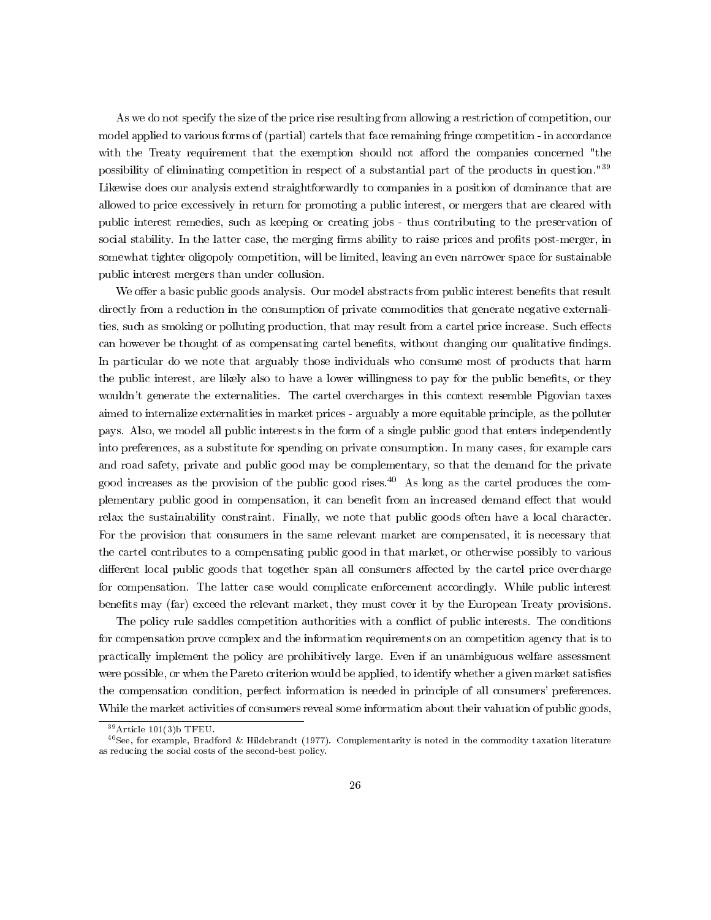As we do not specify the size of the price rise resulting from allowing a restriction of competition, our model applied to various forms of (partial) cartels that face remaining fringe competition - in accordance with the Treaty requirement that the exemption should not afford the companies concerned "the possibility of eliminating competition in respect of a substantial part of the products in question."[39] Likewise does our analysis extend straightforwardly to companies in a position of dominance that are allowed to price excessively in return for promoting a public interest, or mergers that are cleared with public interest remedies, such as keeping or creating jobs - thus contributing to the preservation of social stability. In the latter case, the merging firms ability to raise prices and profits post-merger, in somewhat tighter oligopoly competition, will be limited, leaving an even narrower space for sustainable public interest mergers than under collusion.

We offer a basic public goods analysis. Our model abstracts from public interest benefits that result directly from a reduction in the consumption of private commodities that generate negative externalities, such as smoking or polluting production, that may result from a cartel price increase. Such effects can however be thought of as compensating cartel benefits, without changing our qualitative findings. In particular do we note that arguably those individuals who consume most of products that harm the public interest, are likely also to have a lower willingness to pay for the public benefits, or they wouldn't generate the externalities. The cartel overcharges in this context resemble Pigovian taxes aimed to internalize externalities in market prices - arguably a more equitable principle, as the polluter pays. Also, we model all public interests in the form of a single public good that enters independently into preferences, as a substitute for spending on private consumption. In many cases, for example cars and road safety, private and public good may be complementary, so that the demand for the private good increases as the provision of the public good rises.[40] As long as the cartel produces the complementary public good in compensation, it can benefit from an increased demand effect that would relax the sustainability constraint. Finally, we note that public goods often have a local character. For the provision that consumers in the same relevant market are compensated, it is necessary that the cartel contributes to a compensating public good in that market, or otherwise possibly to various different local public goods that together span all consumers affected by the cartel price overcharge for compensation. The latter case would complicate enforcement accordingly. While public interest benefits may (far) exceed the relevant market, they must cover it by the European Treaty provisions.

The policy rule saddles competition authorities with a conflict of public interests. The conditions for compensation prove complex and the information requirements on an competition agency that is to practically implement the policy are prohibitively large. Even if an unambiguous welfare assessment were possible, or when the Pareto criterion would be applied, to identify whether a given market satisfies the compensation condition, perfect information is needed in principle of all consumers' preferences. While the market activities of consumers reveal some information about their valuation of public goods,

[39] Article 101(3)b TFEU.

[40] See, for example, Bradford & Hildebrandt (1977). Complementarity is noted in the commodity taxation literature as reducing the social costs of the second-best policy.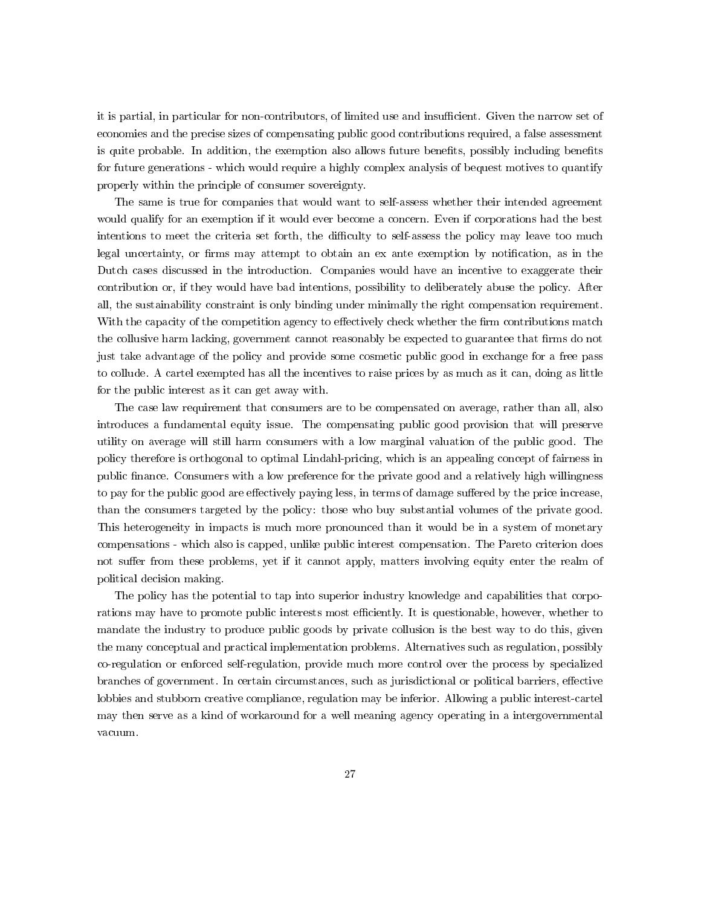it is partial, in particular for non-contributors, of limited use and insufficient. Given the narrow set of economies and the precise sizes of compensating public good contributions required, a false assessment is quite probable. In addition, the exemption also allows future benefits, possibly including benefits for future generations - which would require a highly complex analysis of bequest motives to quantify properly within the principle of consumer sovereignty.

The same is true for companies that would want to self-assess whether their intended agreement would qualify for an exemption if it would ever become a concern. Even if corporations had the best intentions to meet the criteria set forth, the difficulty to self-assess the policy may leave too much legal uncertainty, or firms may attempt to obtain an ex ante exemption by notification, as in the Dutch cases discussed in the introduction. Companies would have an incentive to exaggerate their contribution or, if they would have bad intentions, possibility to deliberately abuse the policy. After all, the sustainability constraint is only binding under minimally the right compensation requirement. With the capacity of the competition agency to effectively check whether the firm contributions match the collusive harm lacking, government cannot reasonably be expected to guarantee that firms do not just take advantage of the policy and provide some cosmetic public good in exchange for a free pass to collude. A cartel exempted has all the incentives to raise prices by as much as it can, doing as little for the public interest as it can get away with.

The case law requirement that consumers are to be compensated on average, rather than all, also introduces a fundamental equity issue. The compensating public good provision that will preserve utility on average will still harm consumers with a low marginal valuation of the public good. The policy therefore is orthogonal to optimal Lindahl-pricing, which is an appealing concept of fairness in public finance. Consumers with a low preference for the private good and a relatively high willingness to pay for the public good are effectively paying less, in terms of damage suffered by the price increase, than the consumers targeted by the policy: those who buy substantial volumes of the private good. This heterogeneity in impacts is much more pronounced than it would be in a system of monetary compensations - which also is capped, unlike public interest compensation. The Pareto criterion does not suffer from these problems, yet if it cannot apply, matters involving equity enter the realm of political decision making.

The policy has the potential to tap into superior industry knowledge and capabilities that corporations may have to promote public interests most efficiently. It is questionable, however, whether to mandate the industry to produce public goods by private collusion is the best way to do this, given the many conceptual and practical implementation problems. Alternatives such as regulation, possibly co-regulation or enforced self-regulation, provide much more control over the process by specialized branches of government. In certain circumstances, such as jurisdictional or political barriers, effective lobbies and stubborn creative compliance, regulation may be inferior. Allowing a public interest-cartel may then serve as a kind of workaround for a well meaning agency operating in a intergovernmental vacuum.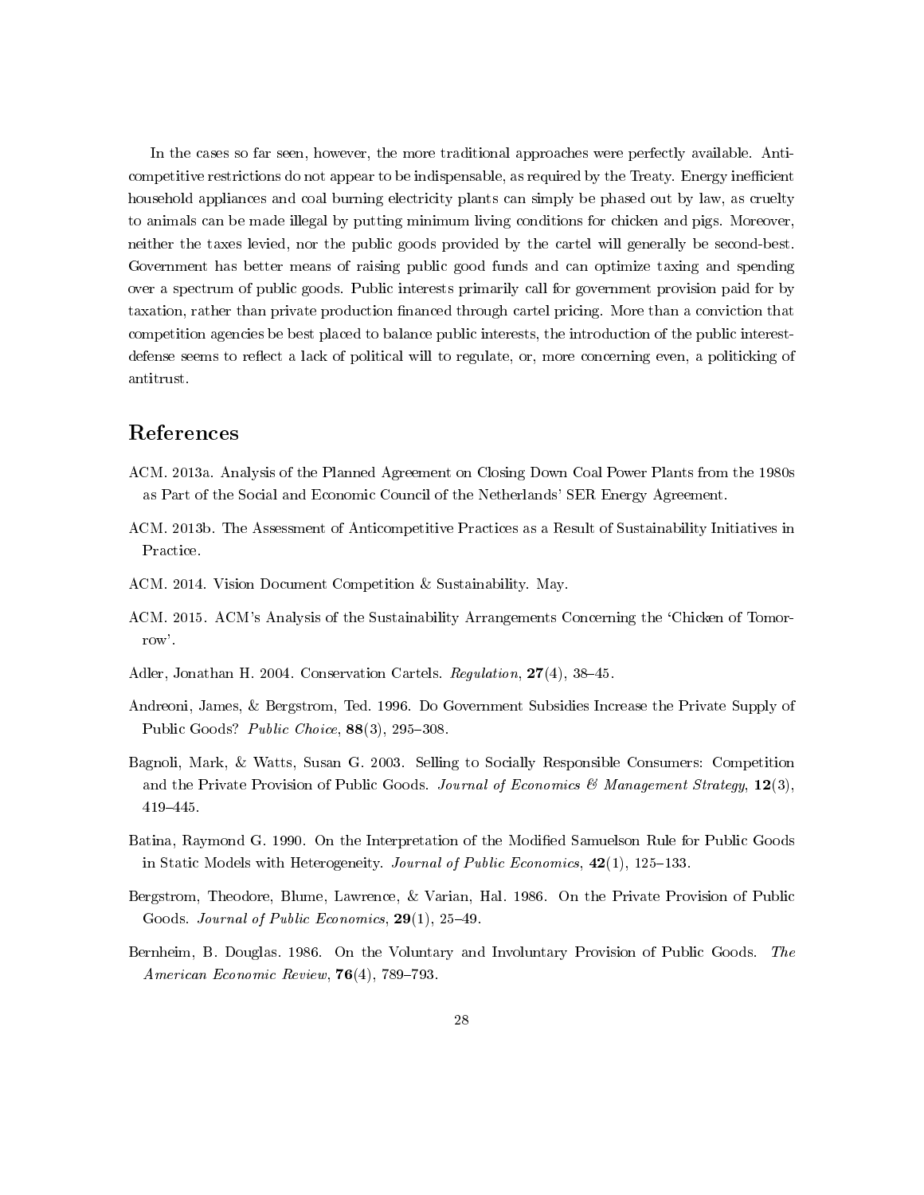In the cases so far seen, however, the more traditional approaches were perfectly available. Anti-competitive restrictions do not appear to be indispensable, as required by the Treaty. Energy inefficient household appliances and coal burning electricity plants can simply be phased out by law, as cruelty to animals can be made illegal by putting minimum living conditions for chicken and pigs. Moreover, neither the taxes levied, nor the public goods provided by the cartel will generally be second-best. Government has better means of raising public good funds and can optimize taxing and spending over a spectrum of public goods. Public interests primarily call for government provision paid for by taxation, rather than private production financed through cartel pricing. More than a conviction that competition agencies be best placed to balance public interests, the introduction of the public interest-defense seems to reflect a lack of political will to regulate, or, more concerning even, a politicking of antitrust.

# References

ACM. 2013a. Analysis of the Planned Agreement on Closing Down Coal Power Plants from the 1980s as Part of the Social and Economic Council of the Netherlands' SER Energy Agreement.

ACM. 2013b. The Assessment of Anticompetitive Practices as a Result of Sustainability Initiatives in Practice.

ACM. 2014. Vision Document Competition & Sustainability. May.

ACM. 2015. ACM's Analysis of the Sustainability Arrangements Concerning the 'Chicken of Tomorrow'.

Adler, Jonathan H. 2004. Conservation Cartels. *Regulation*, **27**(4), 38–45.

Andreoni, James, & Bergstrom, Ted. 1996. Do Government Subsidies Increase the Private Supply of Public Goods? *Public Choice*, **88**(3), 295–308.

Bagnoli, Mark, & Watts, Susan G. 2003. Selling to Socially Responsible Consumers: Competition and the Private Provision of Public Goods. *Journal of Economics & Management Strategy*, **12**(3), 419–445.

Batina, Raymond G. 1990. On the Interpretation of the Modified Samuelson Rule for Public Goods in Static Models with Heterogeneity. *Journal of Public Economics*, **42**(1), 125–133.

Bergstrom, Theodore, Blume, Lawrence, & Varian, Hal. 1986. On the Private Provision of Public Goods. *Journal of Public Economics*, **29**(1), 25–49.

Bernheim, B. Douglas. 1986. On the Voluntary and Involuntary Provision of Public Goods. *The American Economic Review*, **76**(4), 789–793.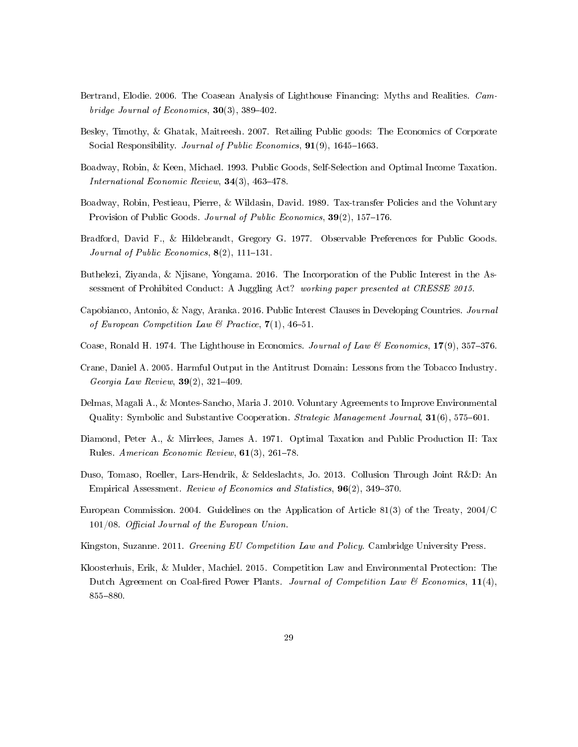Bertrand, Elodie. 2006. The Coasean Analysis of Lighthouse Financing: Myths and Realities. *Cambridge Journal of Economics*, **30**(3), 389–402.

Besley, Timothy, & Ghatak, Maitreesh. 2007. Retailing Public goods: The Economics of Corporate Social Responsibility. *Journal of Public Economics*, **91**(9), 1645–1663.

Boadway, Robin, & Keen, Michael. 1993. Public Goods, Self-Selection and Optimal Income Taxation. *International Economic Review*, **34**(3), 463–478.

Boadway, Robin, Pestieau, Pierre, & Wildasin, David. 1989. Tax-transfer Policies and the Voluntary Provision of Public Goods. *Journal of Public Economics*, **39**(2), 157–176.

Bradford, David F., & Hildebrandt, Gregory G. 1977. Observable Preferences for Public Goods. *Journal of Public Economics*, **8**(2), 111–131.

Buthelezi, Ziyanda, & Njisane, Yongama. 2016. The Incorporation of the Public Interest in the Assessment of Prohibited Conduct: A Juggling Act? *working paper presented at CRESSE 2015*.

Capobianco, Antonio, & Nagy, Aranka. 2016. Public Interest Clauses in Developing Countries. *Journal of European Competition Law & Practice*, **7**(1), 46–51.

Coase, Ronald H. 1974. The Lighthouse in Economics. *Journal of Law & Economics*, **17**(9), 357–376.

Crane, Daniel A. 2005. Harmful Output in the Antitrust Domain: Lessons from the Tobacco Industry. *Georgia Law Review*, **39**(2), 321–409.

Delmas, Magali A., & Montes-Sancho, Maria J. 2010. Voluntary Agreements to Improve Environmental Quality: Symbolic and Substantive Cooperation. *Strategic Management Journal*, **31**(6), 575–601.

Diamond, Peter A., & Mirrlees, James A. 1971. Optimal Taxation and Public Production II: Tax Rules. *American Economic Review*, **61**(3), 261–78.

Duso, Tomaso, Roeller, Lars-Hendrik, & Seldeslachts, Jo. 2013. Collusion Through Joint R&D: An Empirical Assessment. *Review of Economics and Statistics*, **96**(2), 349–370.

European Commission. 2004. Guidelines on the Application of Article 81(3) of the Treaty, 2004/C 101/08. *Official Journal of the European Union.*

Kingston, Suzanne. 2011. *Greening EU Competition Law and Policy*. Cambridge University Press.

Kloosterhuis, Erik, & Mulder, Machiel. 2015. Competition Law and Environmental Protection: The Dutch Agreement on Coal-fired Power Plants. *Journal of Competition Law & Economics*, **11**(4), 855–880.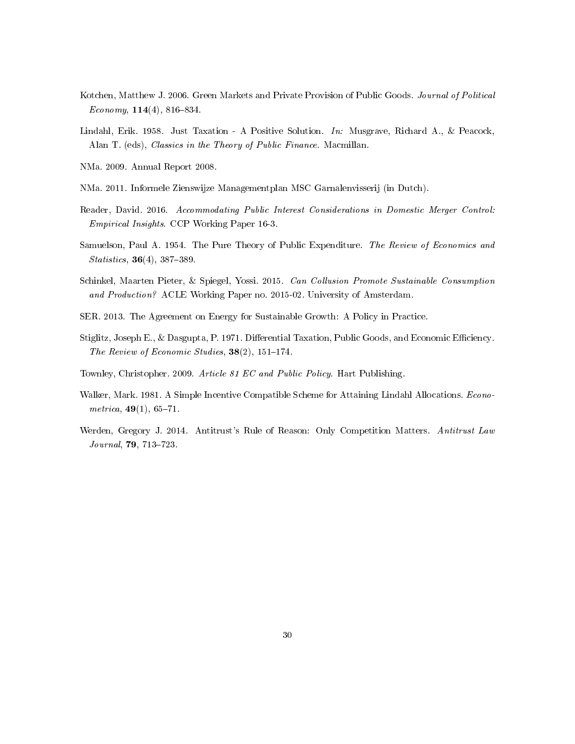Kotchen, Matthew J. 2006. Green Markets and Private Provision of Public Goods. *Journal of Political Economy*, **114**(4), 816–834.

Lindahl, Erik. 1958. Just Taxation - A Positive Solution. *In:* Musgrave, Richard A., & Peacock, Alan T. (eds), *Classics in the Theory of Public Finance*. Macmillan.

NMa. 2009. Annual Report 2008.

NMa. 2011. Informele Zienswijze Managementplan MSC Garnalenvisserij (in Dutch).

Reader, David. 2016. *Accommodating Public Interest Considerations in Domestic Merger Control: Empirical Insights*. CCP Working Paper 16-3.

Samuelson, Paul A. 1954. The Pure Theory of Public Expenditure. *The Review of Economics and Statistics*, **36**(4), 387–389.

Schinkel, Maarten Pieter, & Spiegel, Yossi. 2015. *Can Collusion Promote Sustainable Consumption and Production?* ACLE Working Paper no. 2015-02. University of Amsterdam.

SER. 2013. The Agreement on Energy for Sustainable Growth: A Policy in Practice.

Stiglitz, Joseph E., & Dasgupta, P. 1971. Differential Taxation, Public Goods, and Economic Efficiency. *The Review of Economic Studies*, **38**(2), 151–174.

Townley, Christopher. 2009. *Article 81 EC and Public Policy*. Hart Publishing.

Walker, Mark. 1981. A Simple Incentive Compatible Scheme for Attaining Lindahl Allocations. *Econometrica*, **49**(1), 65–71.

Werden, Gregory J. 2014. Antitrust's Rule of Reason: Only Competition Matters. *Antitrust Law Journal*, **79**, 713–723.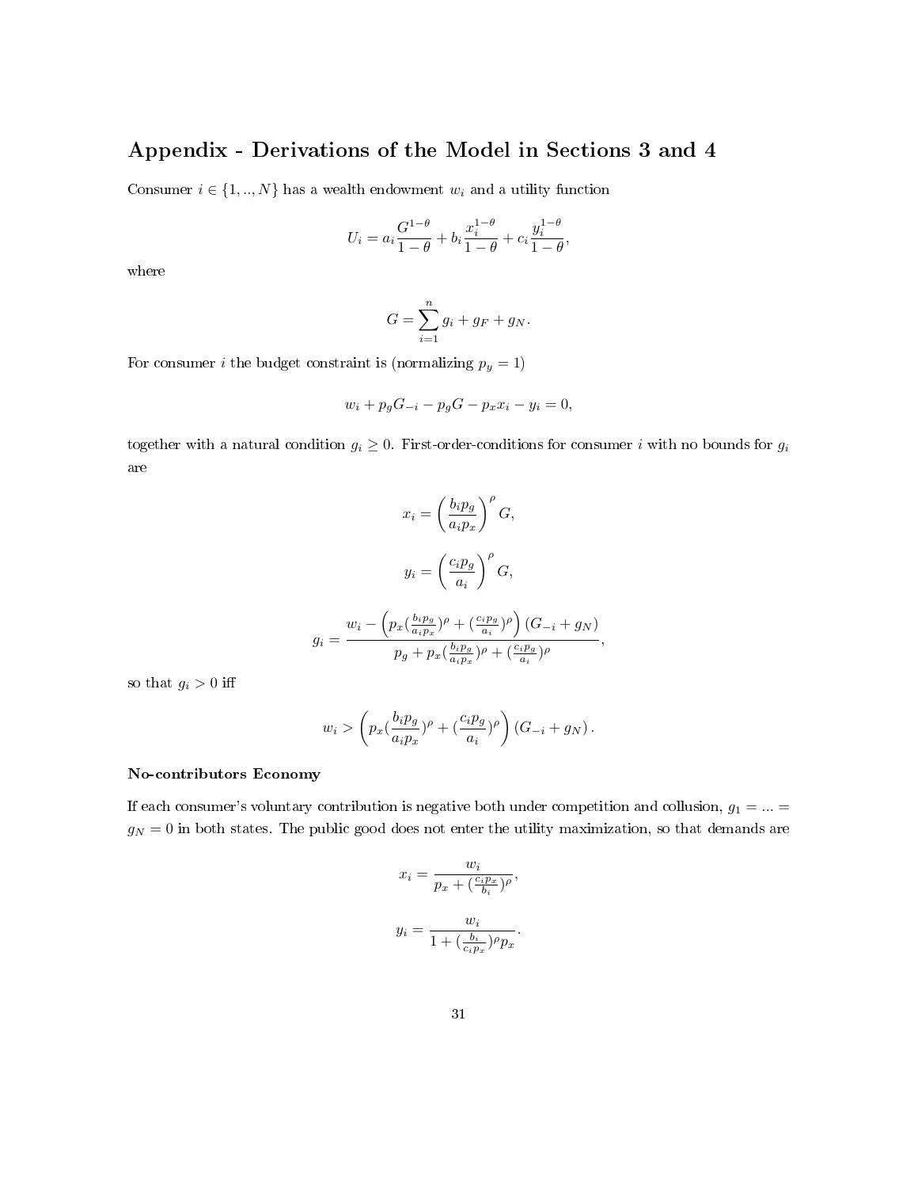## Appendix - Derivations of the Model in Sections 3 and 4

Consumer $i \in \{1, .., N\}$ has a wealth endowment $w_i$ and a utility function

$$U_i = a_i \frac{G^{1-\theta}}{1-\theta} + b_i \frac{x_i^{1-\theta}}{1-\theta} + c_i \frac{y_i^{1-\theta}}{1-\theta},$$

where

$$G = \sum_{i=1}^{n} g_i + g_F + g_N.$$

For consumer $i$ the budget constraint is (normalizing $p_y = 1$)

$$w_i + p_g G_{-i} - p_g G - p_x x_i - y_i = 0,$$

together with a natural condition $g_i \geq 0$. First-order-conditions for consumer $i$ with no bounds for $g_i$ are

$$x_i = \left(\frac{b_i p_g}{a_i p_x}\right)^{\rho} G,$$

$$y_i = \left(\frac{c_i p_g}{a_i}\right)^{\rho} G,$$

$$g_i = \frac{w_i - \left(p_x (\frac{b_i p_g}{a_i p_x})^{\rho} + (\frac{c_i p_g}{a_i})^{\rho}\right)(G_{-i} + g_N)}{p_g + p_x (\frac{b_i p_g}{a_i p_x})^{\rho} + (\frac{c_i p_g}{a_i})^{\rho}},$$

so that $g_i > 0$ iff

$$w_i > \left(p_x (\frac{b_i p_g}{a_i p_x})^{\rho} + (\frac{c_i p_g}{a_i})^{\rho}\right)(G_{-i} + g_N).$$

**No-contributors Economy**

If each consumer's voluntary contribution is negative both under competition and collusion, $g_1 = ... = g_N = 0$ in both states. The public good does not enter the utility maximization, so that demands are

$$x_i = \frac{w_i}{p_x + (\frac{c_i p_x}{b_i})^{\rho}},$$

$$y_i = \frac{w_i}{1 + (\frac{b_i}{c_i p_x})^{\rho} p_x}.$$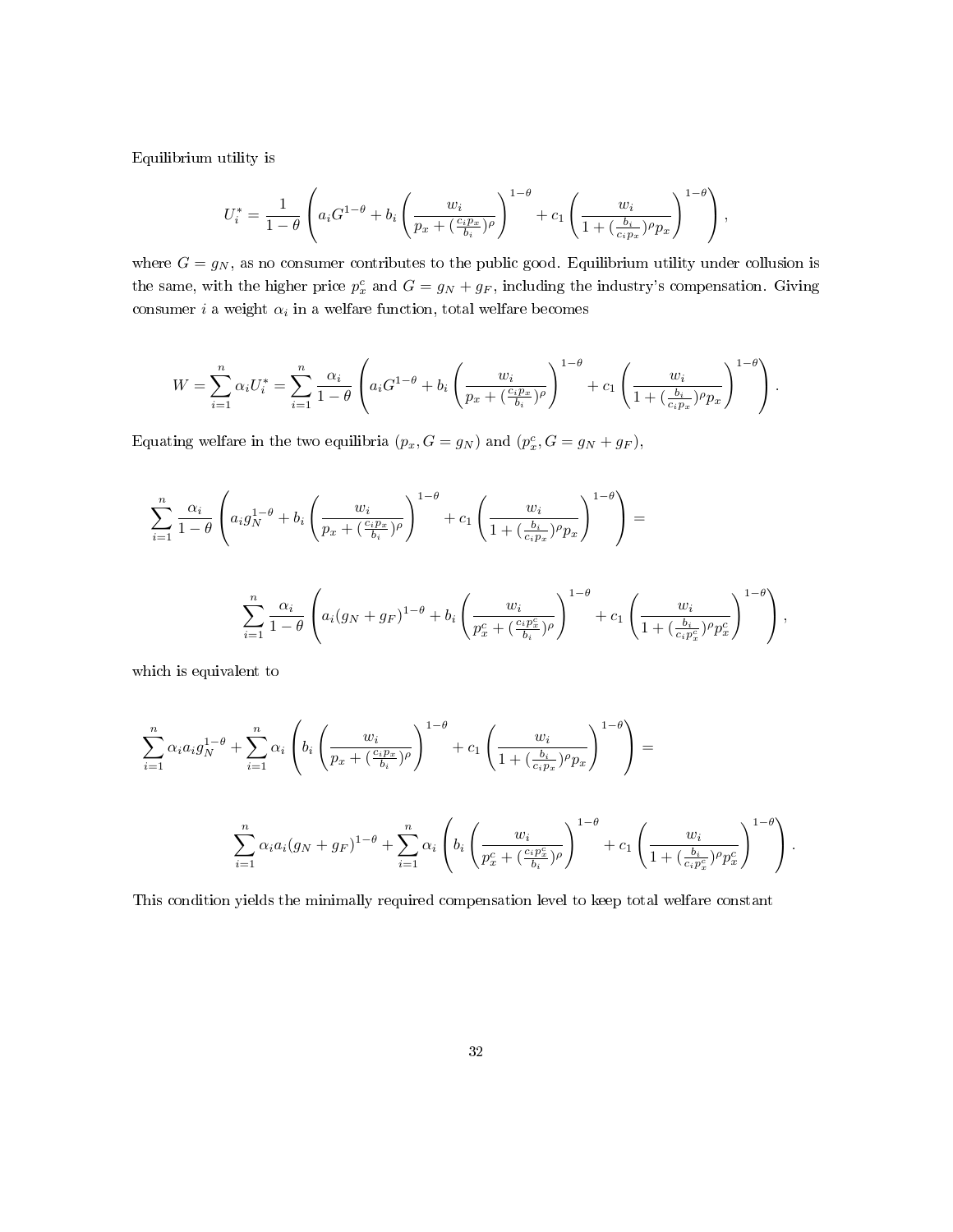Equilibrium utility is

$$U_i^* = \frac{1}{1-\theta}\left(a_i G^{1-\theta} + b_i\left(\frac{w_i}{p_x + (\frac{c_i p_x}{b_i})^\rho}\right)^{1-\theta} + c_1\left(\frac{w_i}{1+(\frac{b_i}{c_i p_x})^\rho p_x}\right)^{1-\theta}\right),$$

where $G = g_N$, as no consumer contributes to the public good. Equilibrium utility under collusion is the same, with the higher price $p_x^c$ and $G = g_N + g_F$, including the industry's compensation. Giving consumer $i$ a weight $\alpha_i$ in a welfare function, total welfare becomes

$$W = \sum_{i=1}^n \alpha_i U_i^* = \sum_{i=1}^n \frac{\alpha_i}{1-\theta}\left(a_i G^{1-\theta} + b_i\left(\frac{w_i}{p_x + (\frac{c_i p_x}{b_i})^\rho}\right)^{1-\theta} + c_1\left(\frac{w_i}{1+(\frac{b_i}{c_i p_x})^\rho p_x}\right)^{1-\theta}\right).$$

Equating welfare in the two equilibria $(p_x, G = g_N)$ and $(p_x^c, G = g_N + g_F)$,

$$\sum_{i=1}^n \frac{\alpha_i}{1-\theta}\left(a_i g_N^{1-\theta} + b_i\left(\frac{w_i}{p_x + (\frac{c_i p_x}{b_i})^\rho}\right)^{1-\theta} + c_1\left(\frac{w_i}{1+(\frac{b_i}{c_i p_x})^\rho p_x}\right)^{1-\theta}\right) =$$

$$\sum_{i=1}^n \frac{\alpha_i}{1-\theta}\left(a_i (g_N + g_F)^{1-\theta} + b_i\left(\frac{w_i}{p_x^c + (\frac{c_i p_x^c}{b_i})^\rho}\right)^{1-\theta} + c_1\left(\frac{w_i}{1+(\frac{b_i}{c_i p_x^c})^\rho p_x^c}\right)^{1-\theta}\right),$$

which is equivalent to

$$\sum_{i=1}^n \alpha_i a_i g_N^{1-\theta} + \sum_{i=1}^n \alpha_i\left(b_i\left(\frac{w_i}{p_x + (\frac{c_i p_x}{b_i})^\rho}\right)^{1-\theta} + c_1\left(\frac{w_i}{1+(\frac{b_i}{c_i p_x})^\rho p_x}\right)^{1-\theta}\right) =$$

$$\sum_{i=1}^n \alpha_i a_i (g_N + g_F)^{1-\theta} + \sum_{i=1}^n \alpha_i\left(b_i\left(\frac{w_i}{p_x^c + (\frac{c_i p_x^c}{b_i})^\rho}\right)^{1-\theta} + c_1\left(\frac{w_i}{1+(\frac{b_i}{c_i p_x^c})^\rho p_x^c}\right)^{1-\theta}\right).$$

This condition yields the minimally required compensation level to keep total welfare constant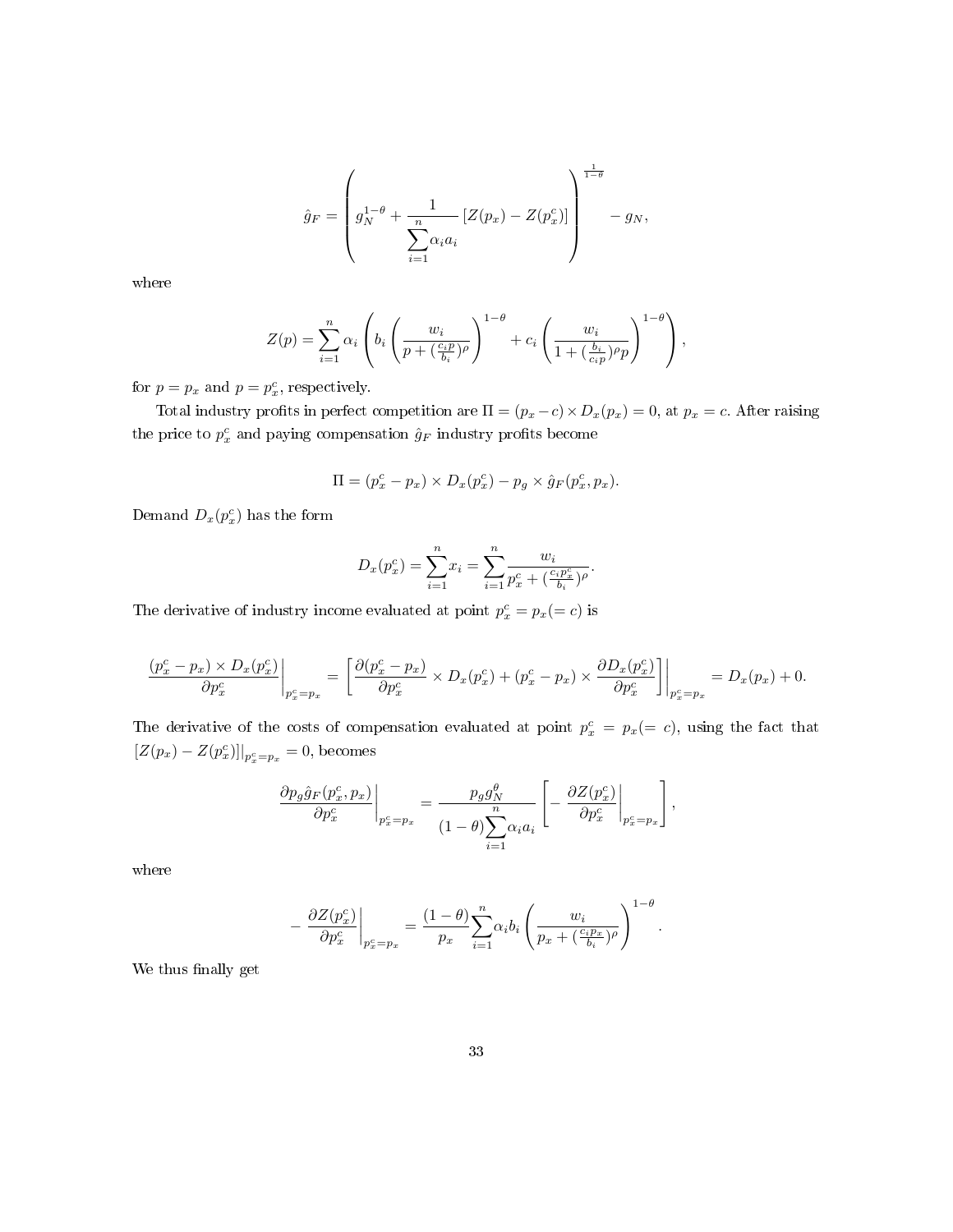$$\hat{g}_F = \left( g_N^{1-\theta} + \frac{1}{\sum_{i=1}^{n} \alpha_i a_i} \left[ Z(p_x) - Z(p_x^c) \right] \right)^{\frac{1}{1-\theta}} - g_N,$$

where

$$Z(p) = \sum_{i=1}^{n} \alpha_i \left( b_i \left( \frac{w_i}{p + (\frac{c_i p}{b_i})^{\rho}} \right)^{1-\theta} + c_i \left( \frac{w_i}{1 + (\frac{b_i}{c_i p})^{\rho} p} \right)^{1-\theta} \right),$$

for $p = p_x$ and $p = p_x^c$, respectively.

Total industry profits in perfect competition are $\Pi = (p_x - c) \times D_x(p_x) = 0$, at $p_x = c$. After raising the price to $p_x^c$ and paying compensation $\hat{g}_F$ industry profits become

$$\Pi = (p_x^c - p_x) \times D_x(p_x^c) - p_g \times \hat{g}_F(p_x^c, p_x).$$

Demand $D_x(p_x^c)$ has the form

$$D_x(p_x^c) = \sum_{i=1}^{n} x_i = \sum_{i=1}^{n} \frac{w_i}{p_x^c + (\frac{c_i p_x^c}{b_i})^{\rho}}.$$

The derivative of industry income evaluated at point $p_x^c = p_x (= c)$ is

$$\left. \frac{(p_x^c - p_x) \times D_x(p_x^c)}{\partial p_x^c} \right|_{p_x^c = p_x} = \left. \left[ \frac{\partial (p_x^c - p_x)}{\partial p_x^c} \times D_x(p_x^c) + (p_x^c - p_x) \times \frac{\partial D_x(p_x^c)}{\partial p_x^c} \right] \right|_{p_x^c = p_x} = D_x(p_x) + 0.$$

The derivative of the costs of compensation evaluated at point $p_x^c = p_x (= c)$, using the fact that $[Z(p_x) - Z(p_x^c)]|_{p_x^c = p_x} = 0$, becomes

$$\left. \frac{\partial p_g \hat{g}_F(p_x^c, p_x)}{\partial p_x^c} \right|_{p_x^c = p_x} = \frac{p_g g_N^{\theta}}{(1-\theta) \sum_{i=1}^{n} \alpha_i a_i} \left[ - \left. \frac{\partial Z(p_x^c)}{\partial p_x^c} \right|_{p_x^c = p_x} \right],$$

where

$$- \left. \frac{\partial Z(p_x^c)}{\partial p_x^c} \right|_{p_x^c = p_x} = \frac{(1-\theta)}{p_x} \sum_{i=1}^{n} \alpha_i b_i \left( \frac{w_i}{p_x + (\frac{c_i p_x}{b_i})^{\rho}} \right)^{1-\theta}.$$

We thus finally get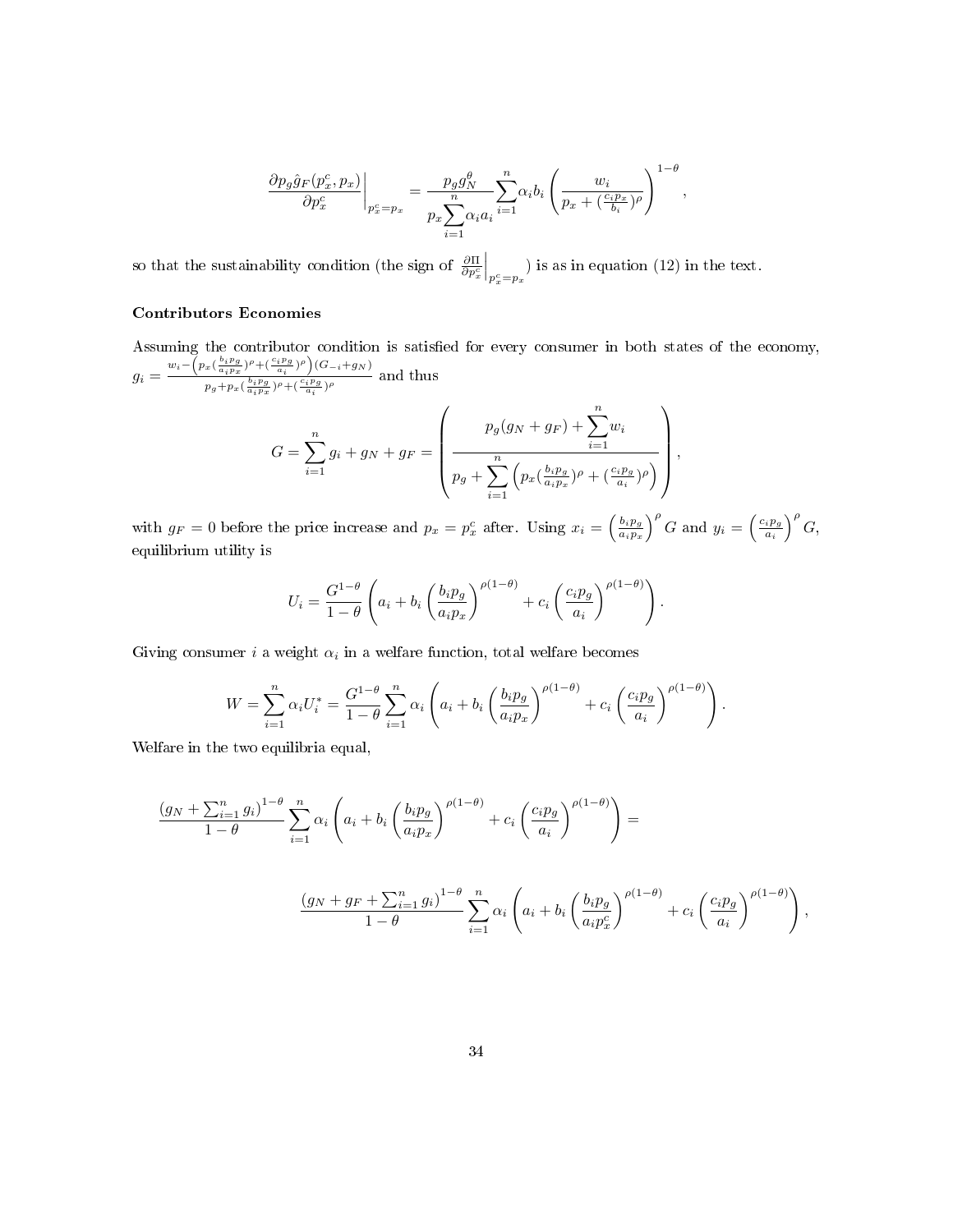$$\left.\frac{\partial p_g \hat{g}_F(p_x^c, p_x)}{\partial p_x^c}\right|_{p_x^c = p_x} = \frac{p_g g_N^\theta}{p_x \sum_{i=1}^{n} \alpha_i a_i} \sum_{i=1}^{n} \alpha_i b_i \left( \frac{w_i}{p_x + (\frac{c_i p_x}{b_i})^\rho} \right)^{1-\theta},$$

so that the sustainability condition (the sign of $\left.\frac{\partial \Pi}{\partial p_x^c}\right|_{p_x^c = p_x}$) is as in equation (12) in the text.

**Contributors Economies**

Assuming the contributor condition is satisfied for every consumer in both states of the economy, $g_i = \frac{w_i - \left(p_x (\frac{b_i p_g}{a_i p_x})^\rho + (\frac{c_i p_g}{a_i})^\rho\right)(G_{-i} + g_N)}{p_g + p_x (\frac{b_i p_g}{a_i p_x})^\rho + (\frac{c_i p_g}{a_i})^\rho}$ and thus

$$G = \sum_{i=1}^{n} g_i + g_N + g_F = \left( \frac{p_g (g_N + g_F) + \sum_{i=1}^{n} w_i}{p_g + \sum_{i=1}^{n} \left( p_x (\frac{b_i p_g}{a_i p_x})^\rho + (\frac{c_i p_g}{a_i})^\rho \right)} \right),$$

with $g_F = 0$ before the price increase and $p_x = p_x^c$ after. Using $x_i = \left(\frac{b_i p_g}{a_i p_x}\right)^\rho G$ and $y_i = \left(\frac{c_i p_g}{a_i}\right)^\rho G$, equilibrium utility is

$$U_i = \frac{G^{1-\theta}}{1-\theta} \left( a_i + b_i \left( \frac{b_i p_g}{a_i p_x} \right)^{\rho(1-\theta)} + c_i \left( \frac{c_i p_g}{a_i} \right)^{\rho(1-\theta)} \right).$$

Giving consumer $i$ a weight $\alpha_i$ in a welfare function, total welfare becomes

$$W = \sum_{i=1}^{n} \alpha_i U_i^* = \frac{G^{1-\theta}}{1-\theta} \sum_{i=1}^{n} \alpha_i \left( a_i + b_i \left( \frac{b_i p_g}{a_i p_x} \right)^{\rho(1-\theta)} + c_i \left( \frac{c_i p_g}{a_i} \right)^{\rho(1-\theta)} \right).$$

Welfare in the two equilibria equal,

$$\frac{\left(g_N + \sum_{i=1}^{n} g_i\right)^{1-\theta}}{1-\theta} \sum_{i=1}^{n} \alpha_i \left( a_i + b_i \left( \frac{b_i p_g}{a_i p_x} \right)^{\rho(1-\theta)} + c_i \left( \frac{c_i p_g}{a_i} \right)^{\rho(1-\theta)} \right) =$$

$$\frac{\left(g_N + g_F + \sum_{i=1}^{n} g_i\right)^{1-\theta}}{1-\theta} \sum_{i=1}^{n} \alpha_i \left( a_i + b_i \left( \frac{b_i p_g}{a_i p_x^c} \right)^{\rho(1-\theta)} + c_i \left( \frac{c_i p_g}{a_i} \right)^{\rho(1-\theta)} \right),$$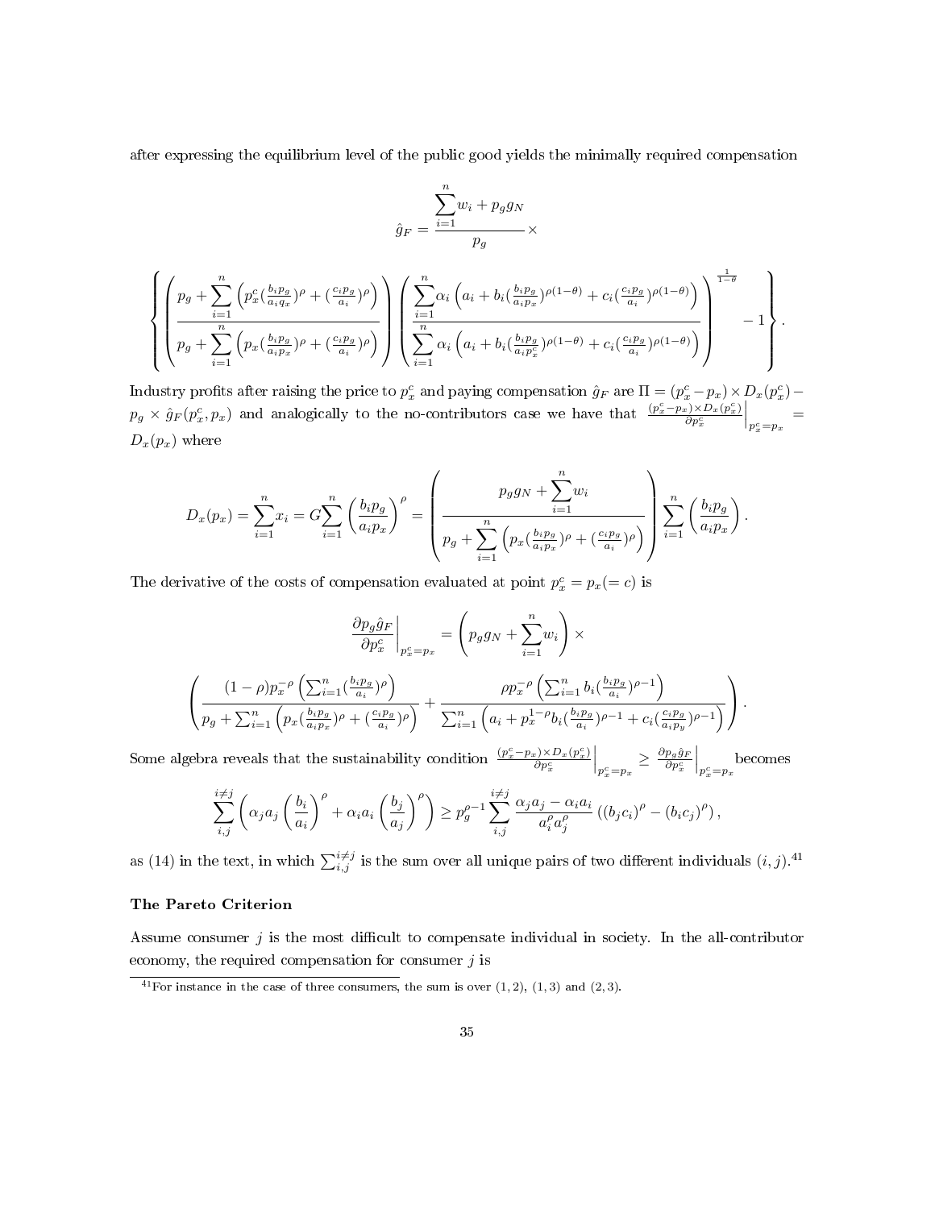after expressing the equilibrium level of the public good yields the minimally required compensation

$$\hat{g}_F = \frac{\sum_{i=1}^{n} w_i + p_g g_N}{p_g} \times$$

$$\left\{ \left( \frac{p_g + \sum_{i=1}^{n} \left( p_x^c (\frac{b_i p_g}{a_i q_x})^\rho + (\frac{c_i p_g}{a_i})^\rho \right)}{p_g + \sum_{i=1}^{n} \left( p_x (\frac{b_i p_g}{a_i p_x})^\rho + (\frac{c_i p_g}{a_i})^\rho \right)} \right) \left( \frac{\sum_{i=1}^{n} \alpha_i \left( a_i + b_i (\frac{b_i p_g}{a_i p_x})^{\rho(1-\theta)} + c_i (\frac{c_i p_g}{a_i})^{\rho(1-\theta)} \right)}{\sum_{i=1}^{n} \alpha_i \left( a_i + b_i (\frac{b_i p_g}{a_i p_x^c})^{\rho(1-\theta)} + c_i (\frac{c_i p_g}{a_i})^{\rho(1-\theta)} \right)} \right)^{\frac{1}{1-\theta}} - 1 \right\}.$$

Industry profits after raising the price to $p_x^c$ and paying compensation $\hat{g}_F$ are $\Pi = (p_x^c - p_x) \times D_x(p_x^c) - p_g \times \hat{g}_F(p_x^c, p_x)$ and analogically to the no-contributors case we have that $\left. \frac{(p_x^c - p_x) \times D_x(p_x^c)}{\partial p_x^c} \right|_{p_x^c = p_x} = D_x(p_x)$ where

$$D_x(p_x) = \sum_{i=1}^{n} x_i = G \sum_{i=1}^{n} \left( \frac{b_i p_g}{a_i p_x} \right)^\rho = \left( \frac{p_g g_N + \sum_{i=1}^{n} w_i}{p_g + \sum_{i=1}^{n} \left( p_x (\frac{b_i p_g}{a_i p_x})^\rho + (\frac{c_i p_g}{a_i})^\rho \right)} \right) \sum_{i=1}^{n} \left( \frac{b_i p_g}{a_i p_x} \right).$$

The derivative of the costs of compensation evaluated at point $p_x^c = p_x (= c)$ is

$$\left. \frac{\partial p_g \hat{g}_F}{\partial p_x^c} \right|_{p_x^c = p_x} = \left( p_g g_N + \sum_{i=1}^{n} w_i \right) \times$$

$$\left( \frac{(1-\rho) p_x^{-\rho} \left( \sum_{i=1}^{n} (\frac{b_i p_g}{a_i})^\rho \right)}{p_g + \sum_{i=1}^{n} \left( p_x (\frac{b_i p_g}{a_i p_x})^\rho + (\frac{c_i p_g}{a_i})^\rho \right)} + \frac{\rho p_x^{-\rho} \left( \sum_{i=1}^{n} b_i (\frac{b_i p_g}{a_i})^{\rho-1} \right)}{\sum_{i=1}^{n} \left( a_i + p_x^{1-\rho} b_i (\frac{b_i p_g}{a_i})^{\rho-1} + c_i (\frac{c_i p_g}{a_i p_y})^{\rho-1} \right)} \right).$$

Some algebra reveals that the sustainability condition $\left. \frac{(p_x^c - p_x) \times D_x(p_x^c)}{\partial p_x^c} \right|_{p_x^c = p_x} \geq \left. \frac{\partial p_g \hat{g}_F}{\partial p_x^c} \right|_{p_x^c = p_x}$ becomes

$$\sum_{i,j}^{i \neq j} \left( \alpha_j a_j \left( \frac{b_i}{a_i} \right)^\rho + \alpha_i a_i \left( \frac{b_j}{a_j} \right)^\rho \right) \geq p_g^{\rho-1} \sum_{i,j}^{i \neq j} \frac{\alpha_j a_j - \alpha_i a_i}{a_i^\rho a_j^\rho} \left( (b_j c_i)^\rho - (b_i c_j)^\rho \right),$$

as (14) in the text, in which $\sum_{i,j}^{i \neq j}$ is the sum over all unique pairs of two different individuals $(i, j)$.[41]

### The Pareto Criterion

Assume consumer $j$ is the most difficult to compensate individual in society. In the all-contributor economy, the required compensation for consumer $j$ is

[41] For instance in the case of three consumers, the sum is over $(1, 2)$, $(1, 3)$ and $(2, 3)$.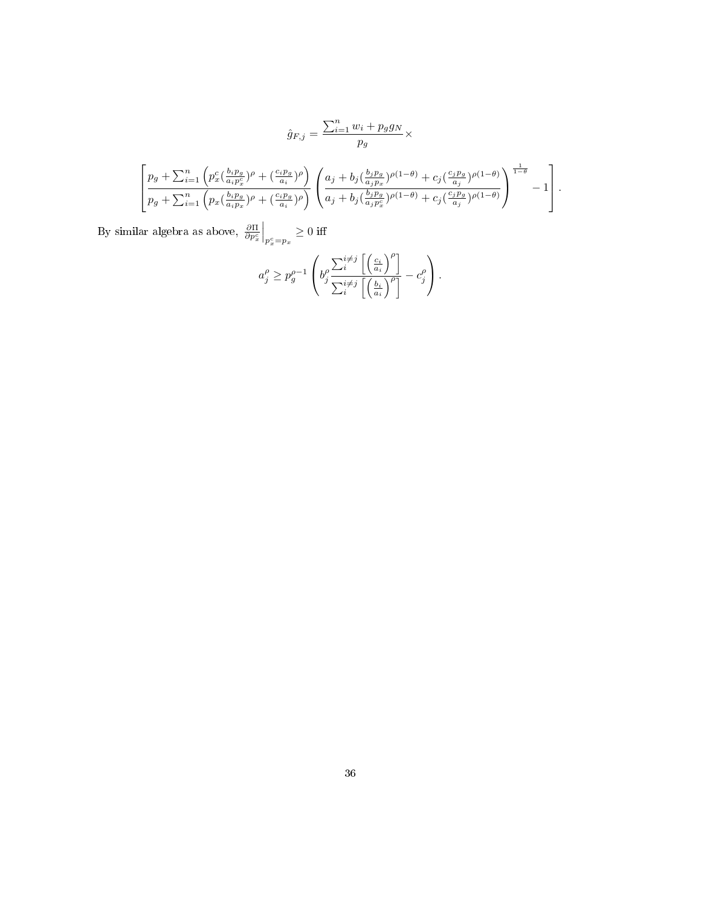$$\hat{g}_{F,j} = \frac{\sum_{i=1}^{n} w_i + p_g g_N}{p_g} \times$$

$$\left[ \frac{p_g + \sum_{i=1}^{n} \left( p_x^c (\frac{b_i p_g}{a_i p_x^c})^\rho + (\frac{c_i p_g}{a_i})^\rho \right)}{p_g + \sum_{i=1}^{n} \left( p_x (\frac{b_i p_g}{a_i p_x})^\rho + (\frac{c_i p_g}{a_i})^\rho \right)} \left( \frac{a_j + b_j (\frac{b_j p_g}{a_j p_x})^{\rho(1-\theta)} + c_j (\frac{c_j p_g}{a_j})^{\rho(1-\theta)}}{a_j + b_j (\frac{b_j p_g}{a_j p_x^c})^{\rho(1-\theta)} + c_j (\frac{c_j p_g}{a_j})^{\rho(1-\theta)}} \right)^{\frac{1}{1-\theta}} - 1 \right].$$

By similar algebra as above, $\left.\frac{\partial \Pi}{\partial p_x^c}\right|_{p_x^c = p_x} \geq 0$ iff

$$a_j^\rho \geq p_g^{\rho-1} \left( b_j^\rho \frac{\sum_i^{i \neq j} \left[ \left( \frac{c_i}{a_i} \right)^\rho \right]}{\sum_i^{i \neq j} \left[ \left( \frac{b_i}{a_i} \right)^\rho \right]} - c_j^\rho \right).$$